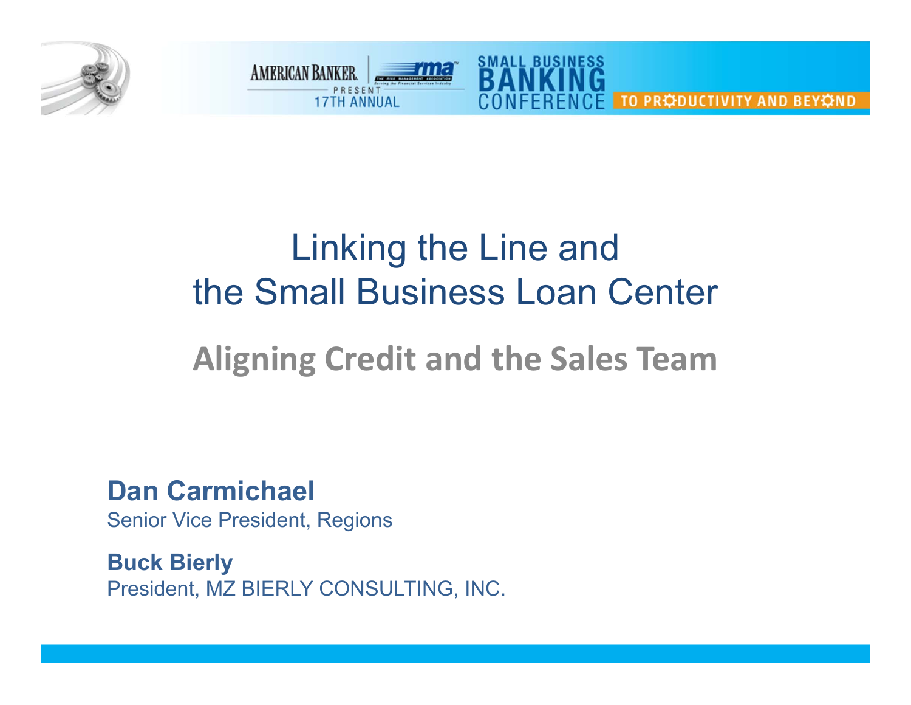AMERICAN BANKER | rma PRESENT 17TH ANNUAL SMALL BUSINESS BANKING CONFERENCE TO PRODUCTIVITY AND BEYOND

# Linking the Line and the Small Business Loan Center

## Aligning Credit and the Sales Team

**Dan Carmichael**
Senior Vice President, Regions

**Buck Bierly**
President, MZ BIERLY CONSULTING, INC.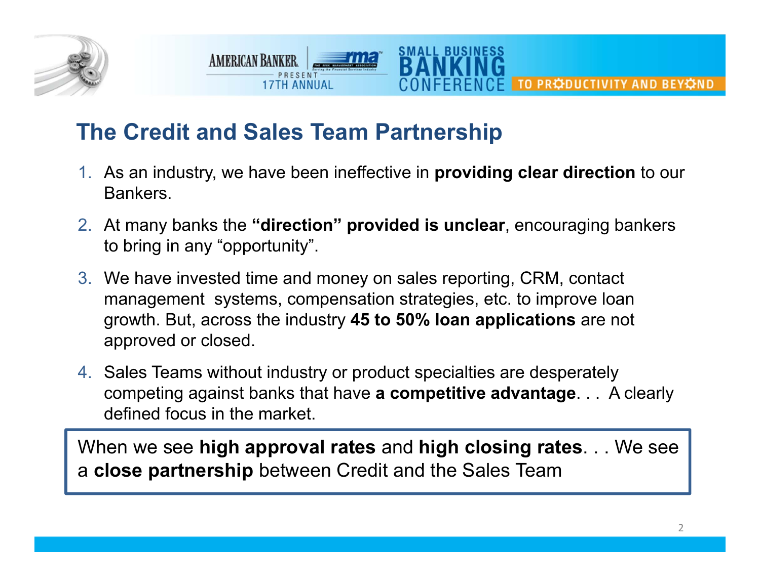# The Credit and Sales Team Partnership

1. As an industry, we have been ineffective in **providing clear direction** to our Bankers.
2. At many banks the **"direction" provided is unclear**, encouraging bankers to bring in any "opportunity".
3. We have invested time and money on sales reporting, CRM, contact management systems, compensation strategies, etc. to improve loan growth. But, across the industry **45 to 50% loan applications** are not approved or closed.
4. Sales Teams without industry or product specialties are desperately competing against banks that have **a competitive advantage**. . . A clearly defined focus in the market.

When we see **high approval rates** and **high closing rates**. . . We see a **close partnership** between Credit and the Sales Team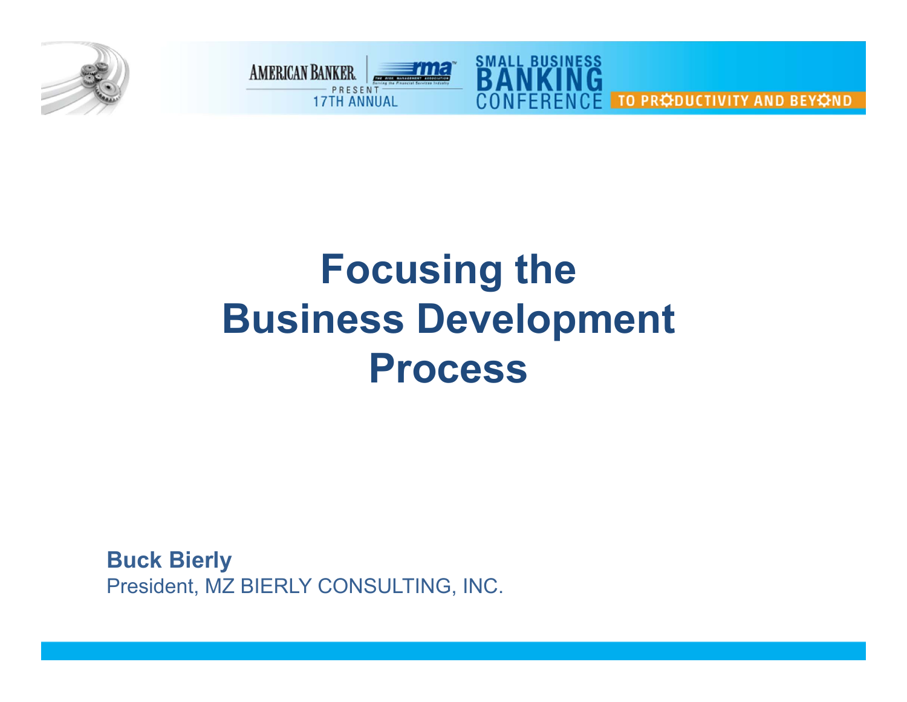# Focusing the Business Development Process

**Buck Bierly**
President, MZ BIERLY CONSULTING, INC.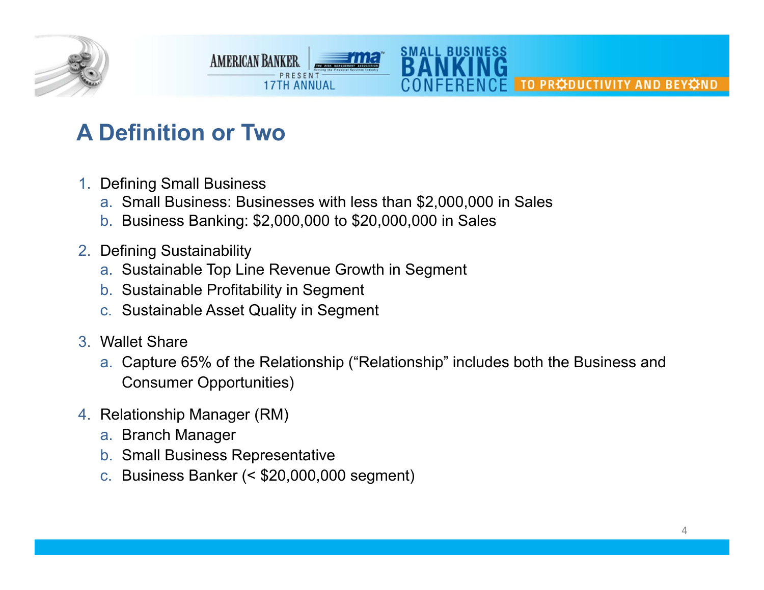# A Definition or Two

1. Defining Small Business
   a. Small Business: Businesses with less than $2,000,000 in Sales
   b. Business Banking: $2,000,000 to $20,000,000 in Sales

2. Defining Sustainability
   a. Sustainable Top Line Revenue Growth in Segment
   b. Sustainable Profitability in Segment
   c. Sustainable Asset Quality in Segment

3. Wallet Share
   a. Capture 65% of the Relationship ("Relationship" includes both the Business and Consumer Opportunities)

4. Relationship Manager (RM)
   a. Branch Manager
   b. Small Business Representative
   c. Business Banker (< $20,000,000 segment)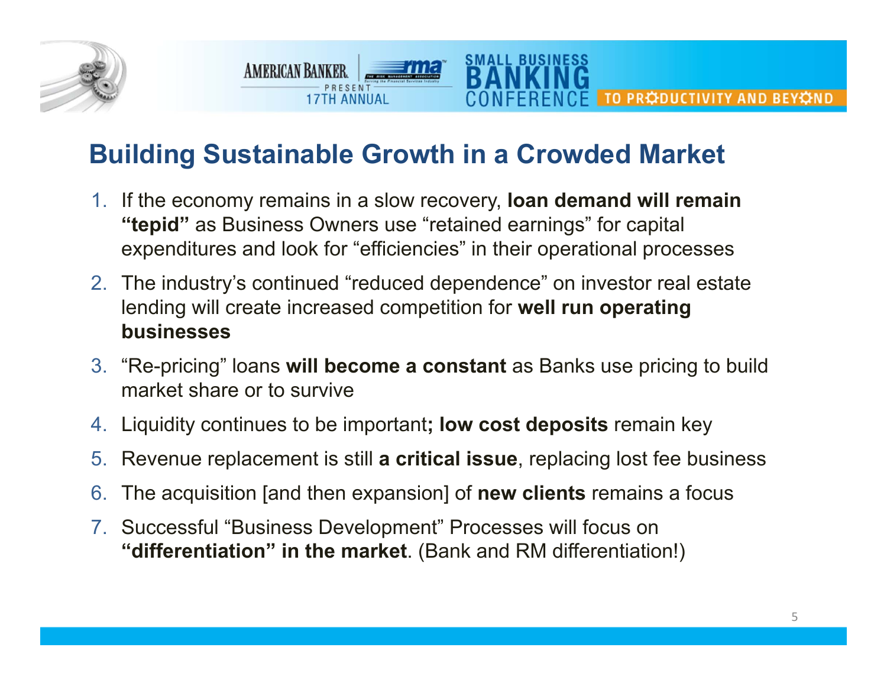## Building Sustainable Growth in a Crowded Market

1. If the economy remains in a slow recovery, **loan demand will remain "tepid"** as Business Owners use "retained earnings" for capital expenditures and look for "efficiencies" in their operational processes
2. The industry's continued "reduced dependence" on investor real estate lending will create increased competition for **well run operating businesses**
3. "Re-pricing" loans **will become a constant** as Banks use pricing to build market share or to survive
4. Liquidity continues to be important**; low cost deposits** remain key
5. Revenue replacement is still **a critical issue**, replacing lost fee business
6. The acquisition [and then expansion] of **new clients** remains a focus
7. Successful "Business Development" Processes will focus on **"differentiation" in the market**. (Bank and RM differentiation!)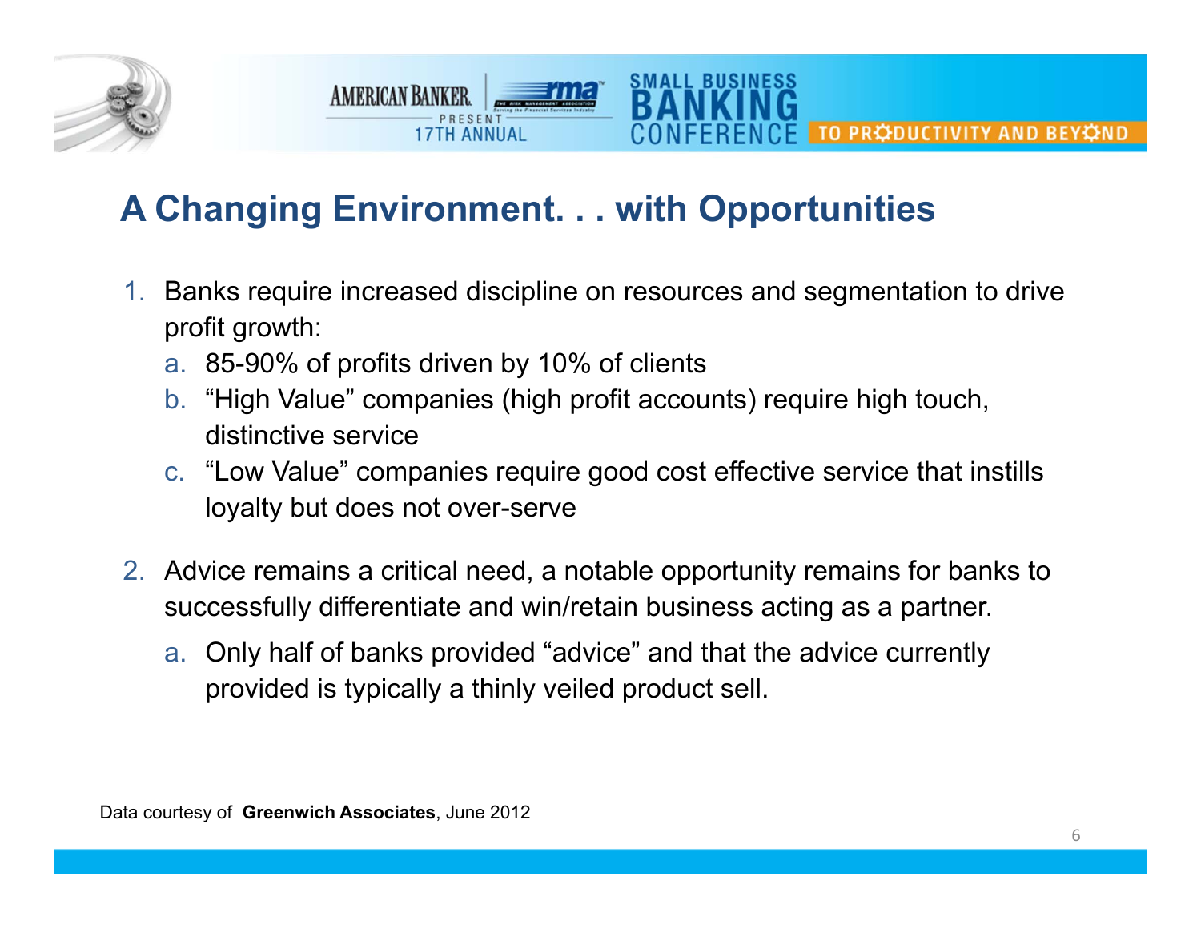## A Changing Environment. . . with Opportunities

1. Banks require increased discipline on resources and segmentation to drive profit growth:
   a. 85-90% of profits driven by 10% of clients
   b. “High Value” companies (high profit accounts) require high touch, distinctive service
   c. “Low Value” companies require good cost effective service that instills loyalty but does not over-serve

2. Advice remains a critical need, a notable opportunity remains for banks to successfully differentiate and win/retain business acting as a partner.
   a. Only half of banks provided “advice” and that the advice currently provided is typically a thinly veiled product sell.

Data courtesy of **Greenwich Associates**, June 2012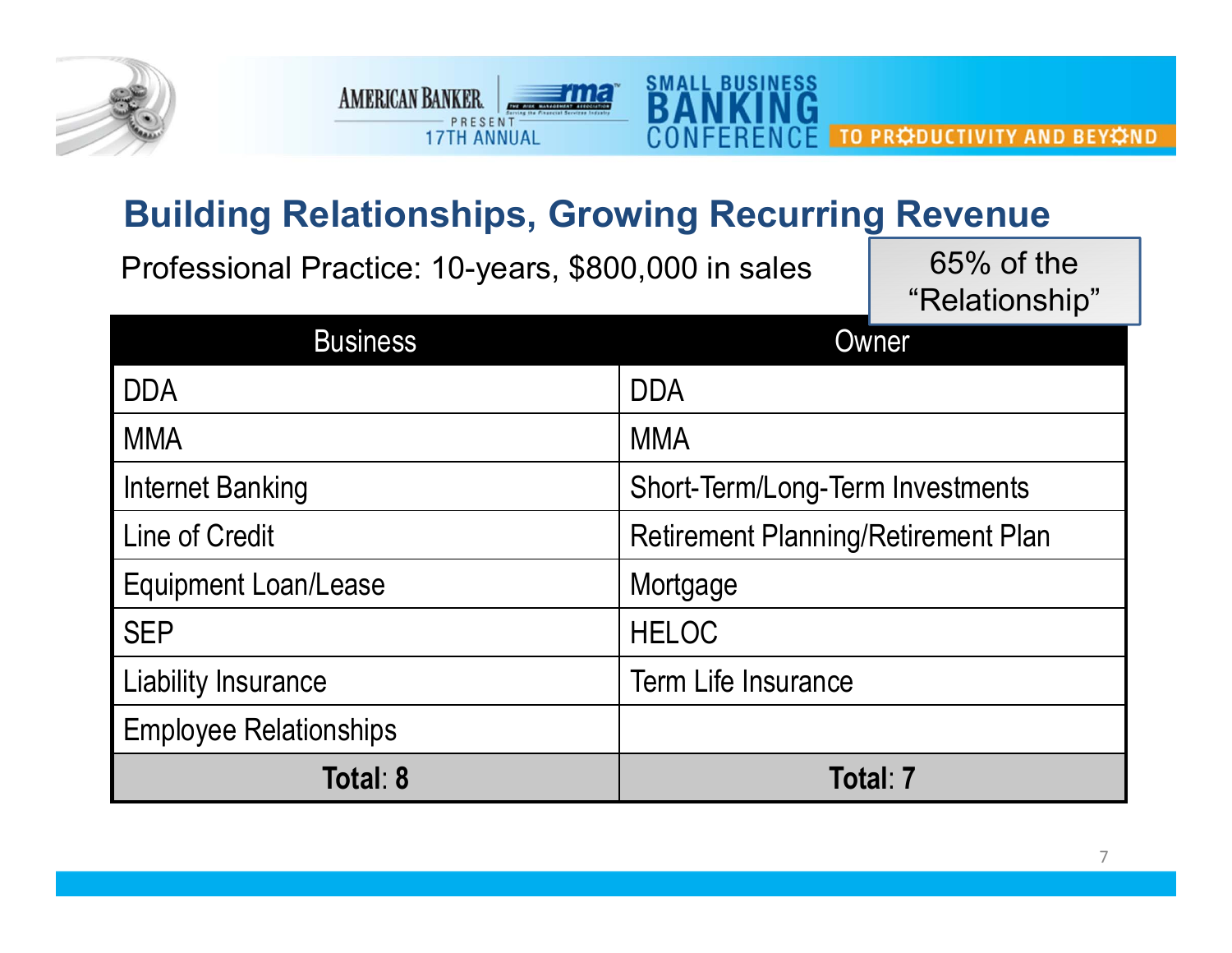## Building Relationships, Growing Recurring Revenue

Professional Practice: 10-years, $800,000 in sales

65% of the "Relationship"

| Business | Owner |
| --- | --- |
| DDA | DDA |
| MMA | MMA |
| Internet Banking | Short-Term/Long-Term Investments |
| Line of Credit | Retirement Planning/Retirement Plan |
| Equipment Loan/Lease | Mortgage |
| SEP | HELOC |
| Liability Insurance | Term Life Insurance |
| Employee Relationships | |
| **Total: 8** | **Total: 7** |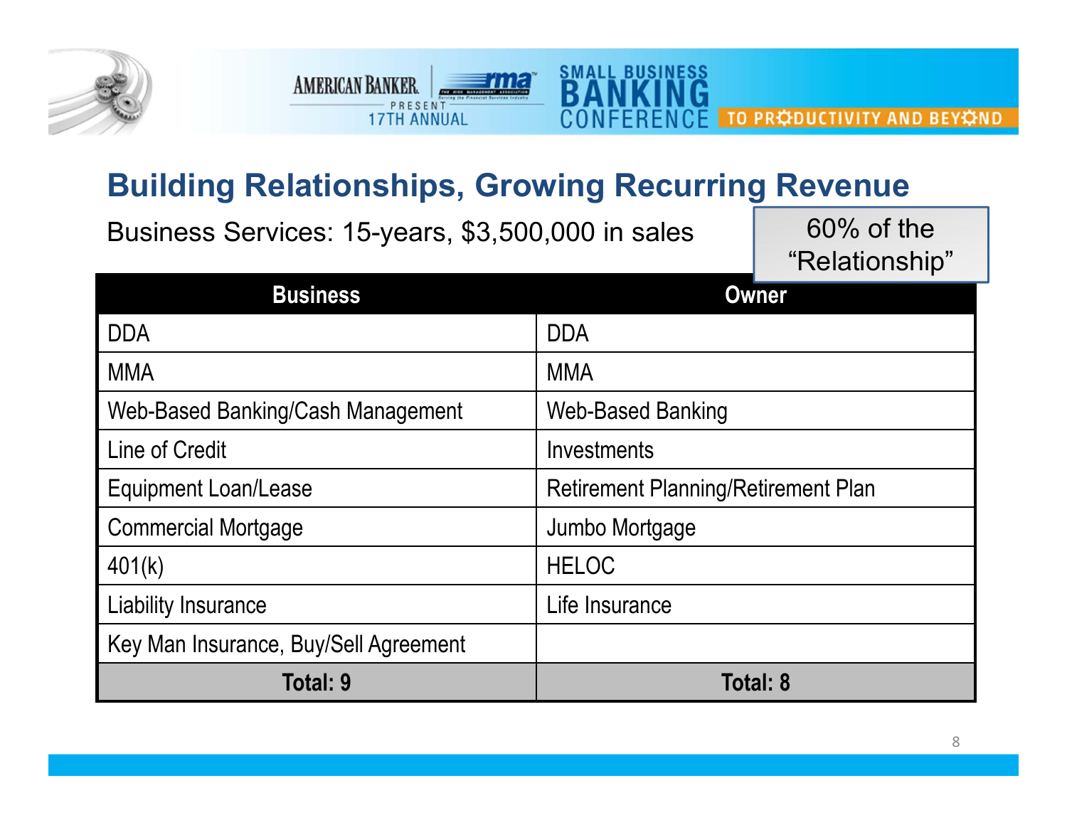## Building Relationships, Growing Recurring Revenue

Business Services: 15-years, $3,500,000 in sales

60% of the "Relationship"

| Business | Owner |
|---|---|
| DDA | DDA |
| MMA | MMA |
| Web-Based Banking/Cash Management | Web-Based Banking |
| Line of Credit | Investments |
| Equipment Loan/Lease | Retirement Planning/Retirement Plan |
| Commercial Mortgage | Jumbo Mortgage |
| 401(k) | HELOC |
| Liability Insurance | Life Insurance |
| Key Man Insurance, Buy/Sell Agreement | |
| **Total: 9** | **Total: 8** |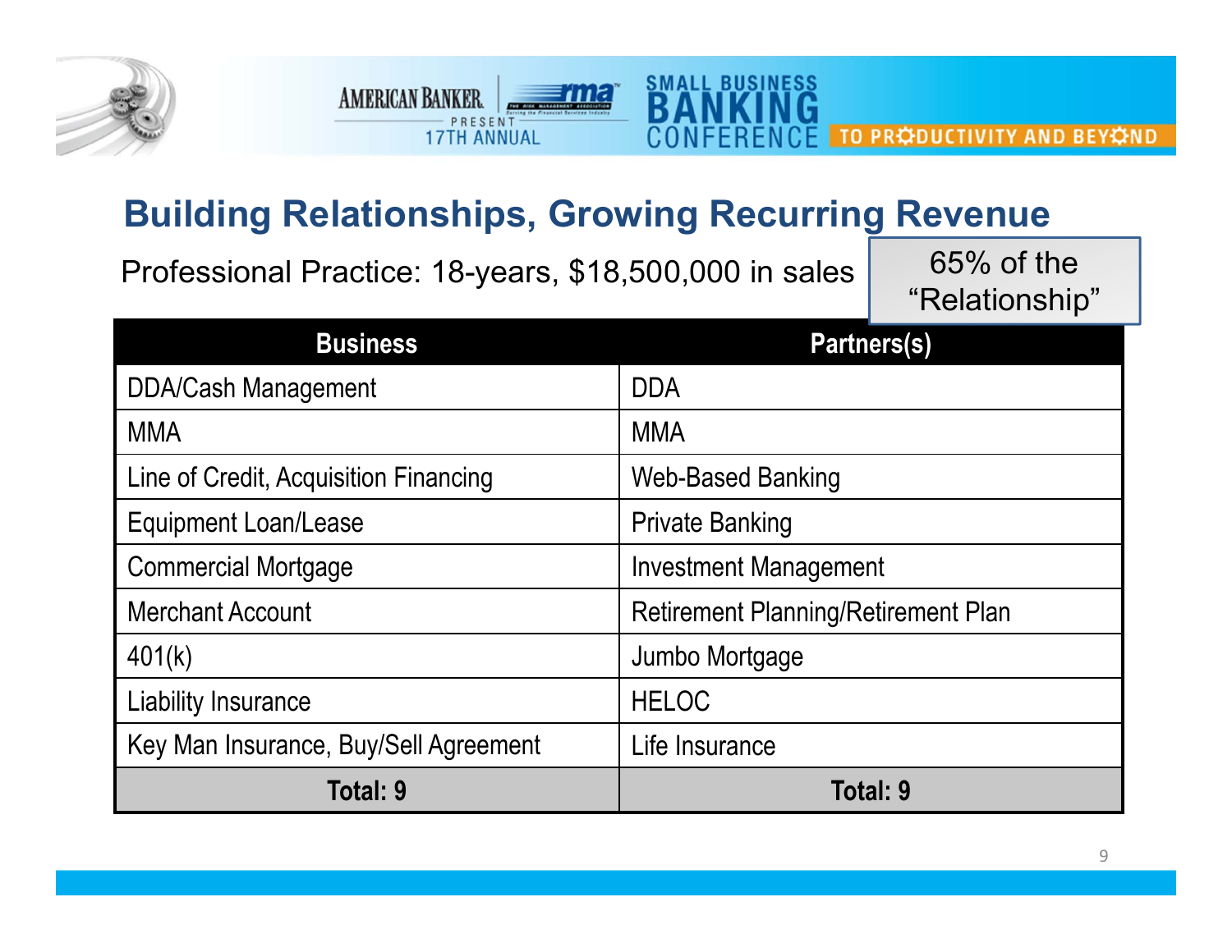## Building Relationships, Growing Recurring Revenue

Professional Practice: 18-years, $18,500,000 in sales

65% of the "Relationship"

| Business | Partners(s) |
|---|---|
| DDA/Cash Management | DDA |
| MMA | MMA |
| Line of Credit, Acquisition Financing | Web-Based Banking |
| Equipment Loan/Lease | Private Banking |
| Commercial Mortgage | Investment Management |
| Merchant Account | Retirement Planning/Retirement Plan |
| 401(k) | Jumbo Mortgage |
| Liability Insurance | HELOC |
| Key Man Insurance, Buy/Sell Agreement | Life Insurance |
| **Total: 9** | **Total: 9** |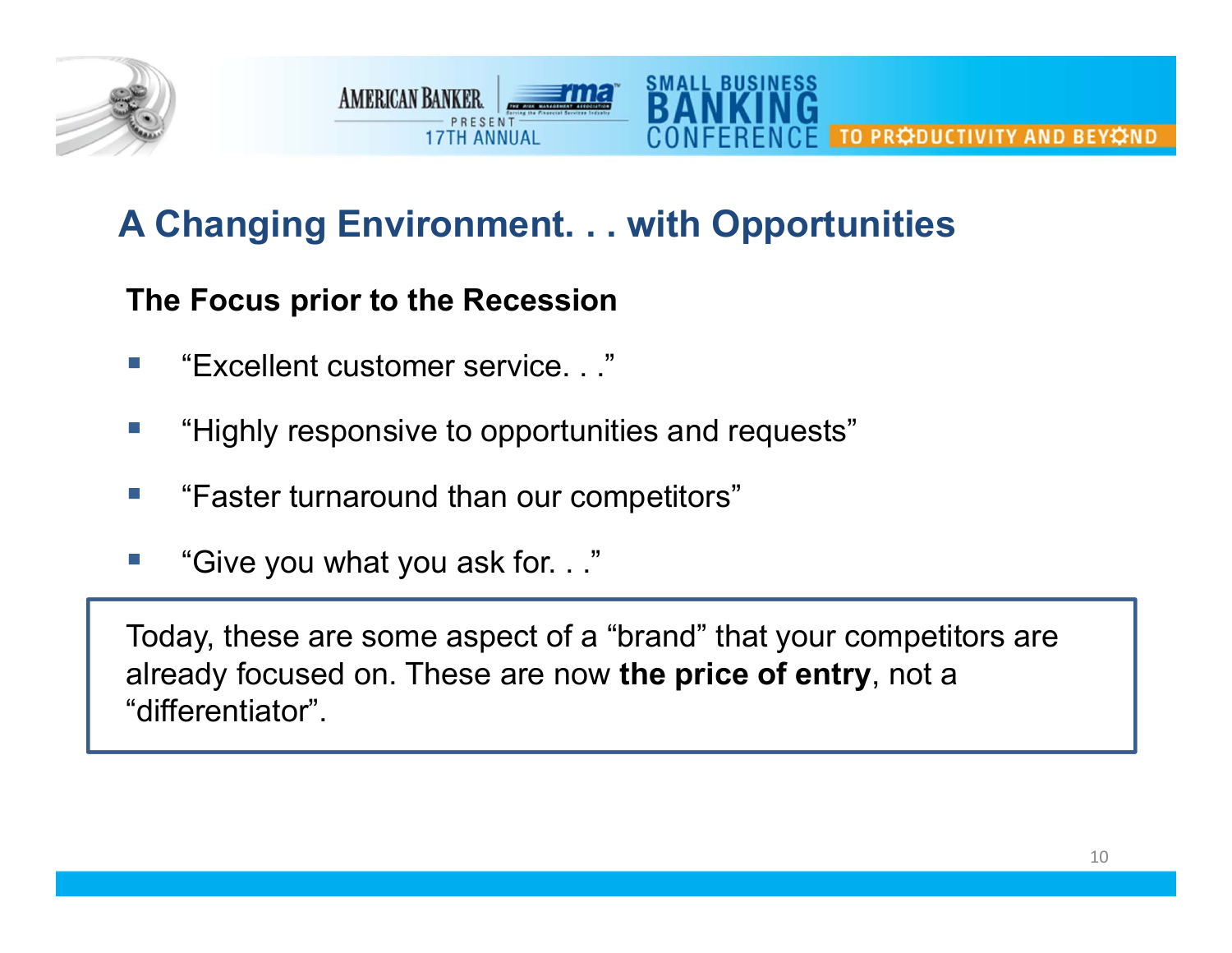## A Changing Environment. . . with Opportunities

**The Focus prior to the Recession**

- "Excellent customer service. . ."
- "Highly responsive to opportunities and requests"
- "Faster turnaround than our competitors"
- "Give you what you ask for. . ."

Today, these are some aspect of a "brand" that your competitors are already focused on. These are now **the price of entry**, not a "differentiator".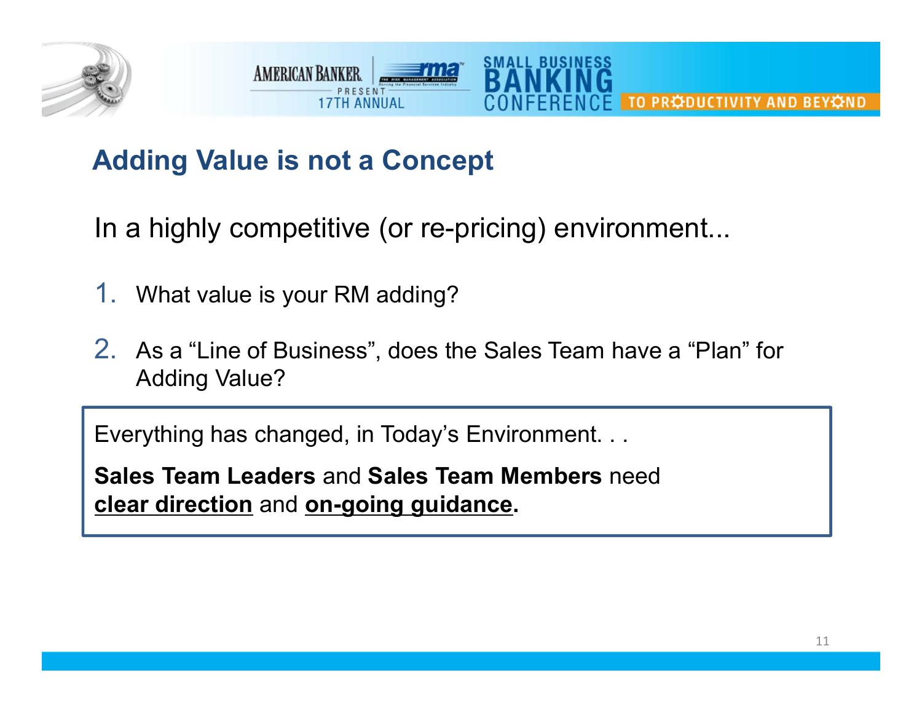## Adding Value is not a Concept

In a highly competitive (or re-pricing) environment...

1. What value is your RM adding?
2. As a "Line of Business", does the Sales Team have a "Plan" for Adding Value?

Everything has changed, in Today's Environment. . .

**Sales Team Leaders** and **Sales Team Members** need **clear direction** and **on-going guidance.**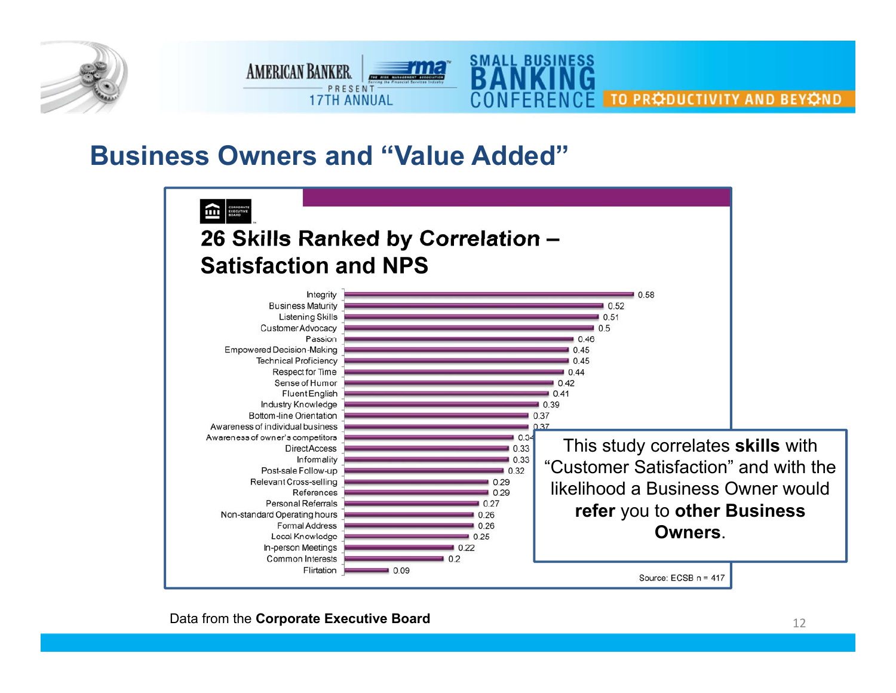# Business Owners and "Value Added"

## 26 Skills Ranked by Correlation – Satisfaction and NPS

| Skill | Correlation |
| --- | --- |
| Integrity | 0.58 |
| Business Maturity | 0.52 |
| Listening Skills | 0.51 |
| Customer Advocacy | 0.5 |
| Passion | 0.46 |
| Empowered Decision-Making | 0.45 |
| Technical Proficiency | 0.45 |
| Respect for Time | 0.44 |
| Sense of Humor | 0.42 |
| Fluent English | 0.41 |
| Industry Knowledge | 0.39 |
| Bottom-line Orientation | 0.37 |
| Awareness of individual business | 0.37 |
| Awareness of owner's competitors | 0.34 |
| Direct Access | 0.33 |
| Informality | 0.33 |
| Post-sale Follow-up | 0.32 |
| Relevant Cross-selling | 0.29 |
| References | 0.29 |
| Personal Referrals | 0.27 |
| Non-standard Operating hours | 0.26 |
| Formal Address | 0.26 |
| Local Knowledge | 0.25 |
| In-person Meetings | 0.22 |
| Common Interests | 0.2 |
| Flirtation | 0.09 |

Source: ECSB n = 417

This study correlates **skills** with "Customer Satisfaction" and with the likelihood a Business Owner would **refer** you to **other Business Owners**.

Data from the **Corporate Executive Board**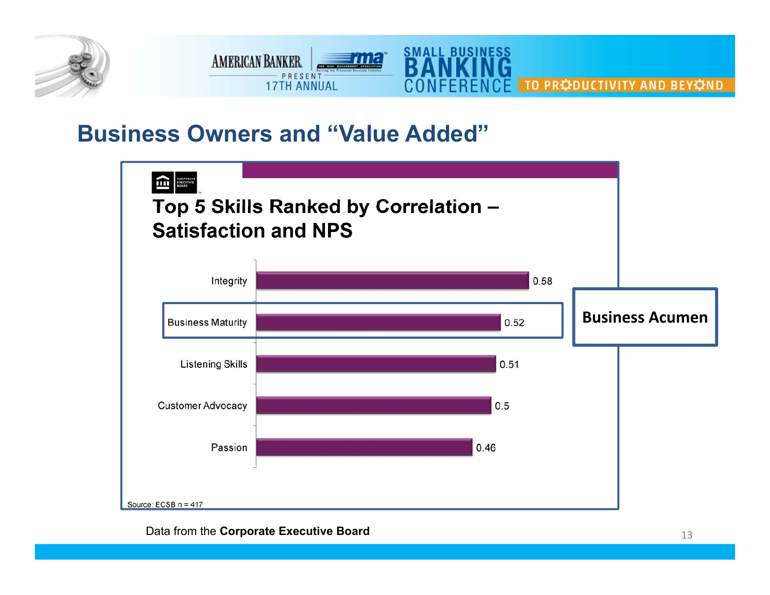# Business Owners and "Value Added"

## Top 5 Skills Ranked by Correlation – Satisfaction and NPS

| Skill | Correlation |
|---|---|
| Integrity | 0.58 |
| Business Maturity | 0.52 |
| Listening Skills | 0.51 |
| Customer Advocacy | 0.5 |
| Passion | 0.46 |

**Business Acumen**

Source: ECSB n = 417

Data from the **Corporate Executive Board**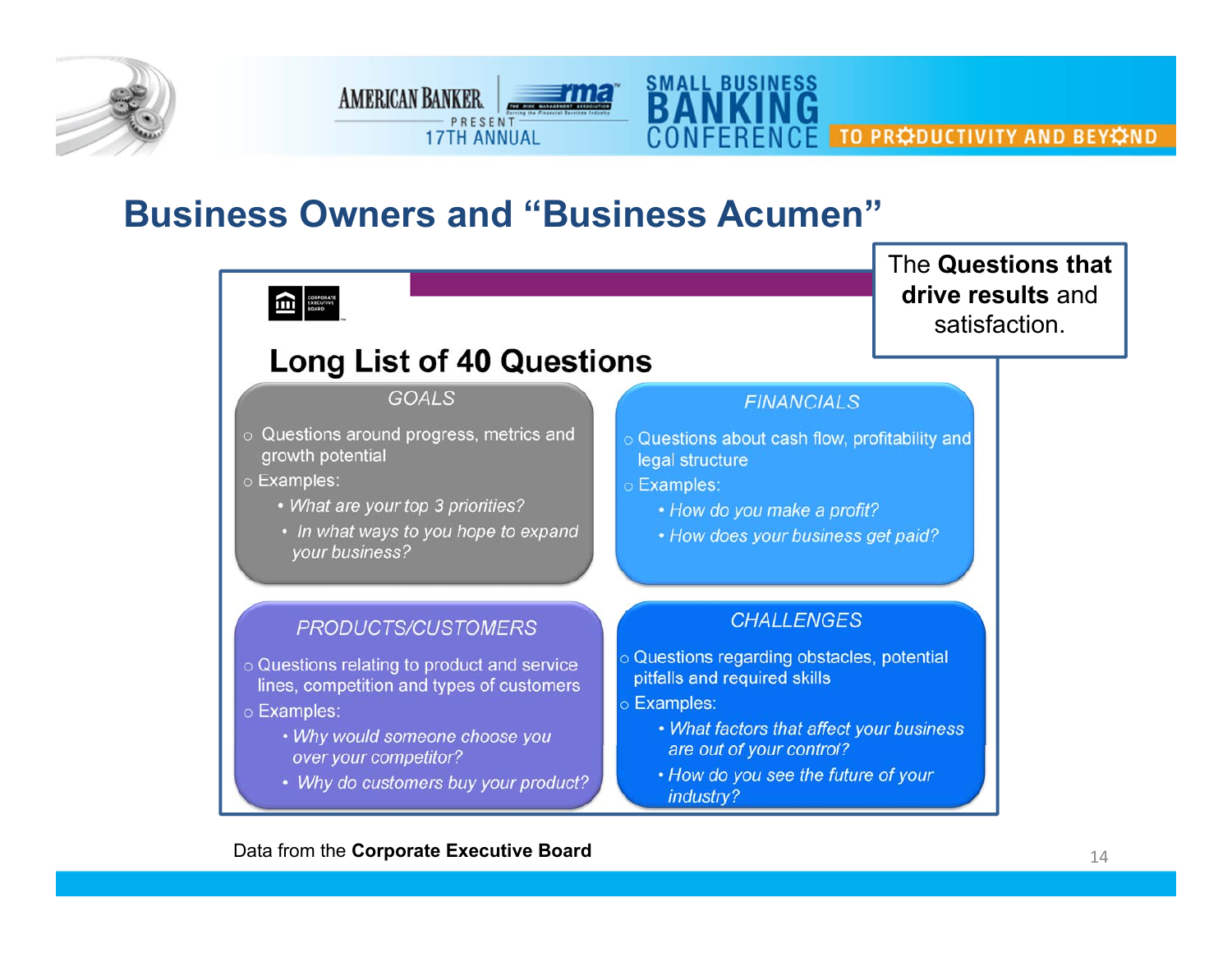# Business Owners and "Business Acumen"

The **Questions that drive results** and satisfaction.

## Long List of 40 Questions

### GOALS

- Questions around progress, metrics and growth potential
- Examples:
  - *What are your top 3 priorities?*
  - *In what ways to you hope to expand your business?*

### FINANCIALS

- Questions about cash flow, profitability and legal structure
- Examples:
  - *How do you make a profit?*
  - *How does your business get paid?*

### PRODUCTS/CUSTOMERS

- Questions relating to product and service lines, competition and types of customers
- Examples:
  - *Why would someone choose you over your competitor?*
  - *Why do customers buy your product?*

### CHALLENGES

- Questions regarding obstacles, potential pitfalls and required skills
- Examples:
  - *What factors that affect your business are out of your control?*
  - *How do you see the future of your industry?*

Data from the **Corporate Executive Board**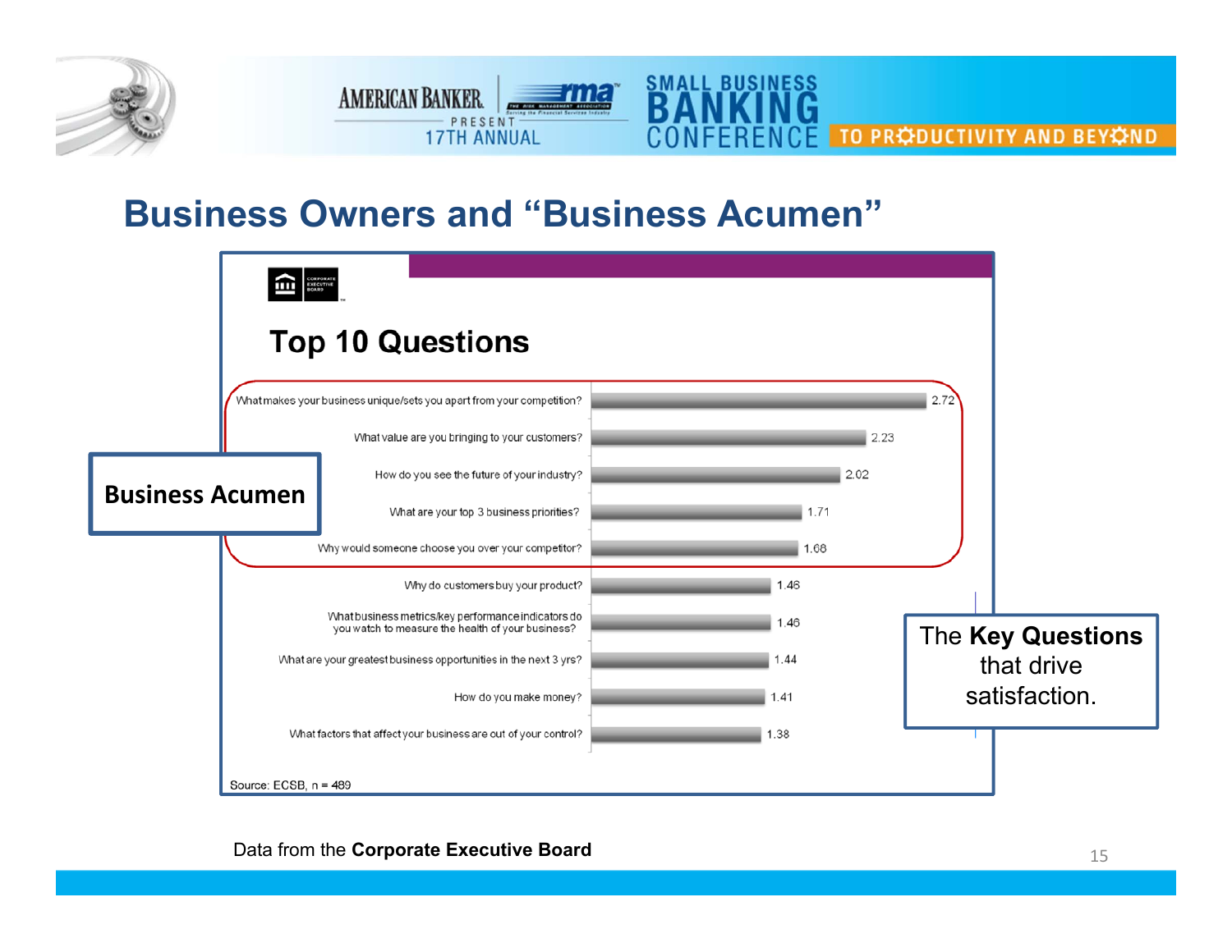## Business Owners and "Business Acumen"

### Top 10 Questions

| Question | Score |
|---|---|
| What makes your business unique/sets you apart from your competition? | 2.72 |
| What value are you bringing to your customers? | 2.23 |
| How do you see the future of your industry? | 2.02 |
| What are your top 3 business priorities? | 1.71 |
| Why would someone choose you over your competitor? | 1.68 |
| Why do customers buy your product? | 1.46 |
| What business metrics/key performance indicators do you watch to measure the health of your business? | 1.46 |
| What are your greatest business opportunities in the next 3 yrs? | 1.44 |
| How do you make money? | 1.41 |
| What factors that affect your business are out of your control? | 1.38 |

Source: ECSB, n = 489

**Business Acumen** (first five questions)

The **Key Questions** that drive satisfaction.

Data from the **Corporate Executive Board**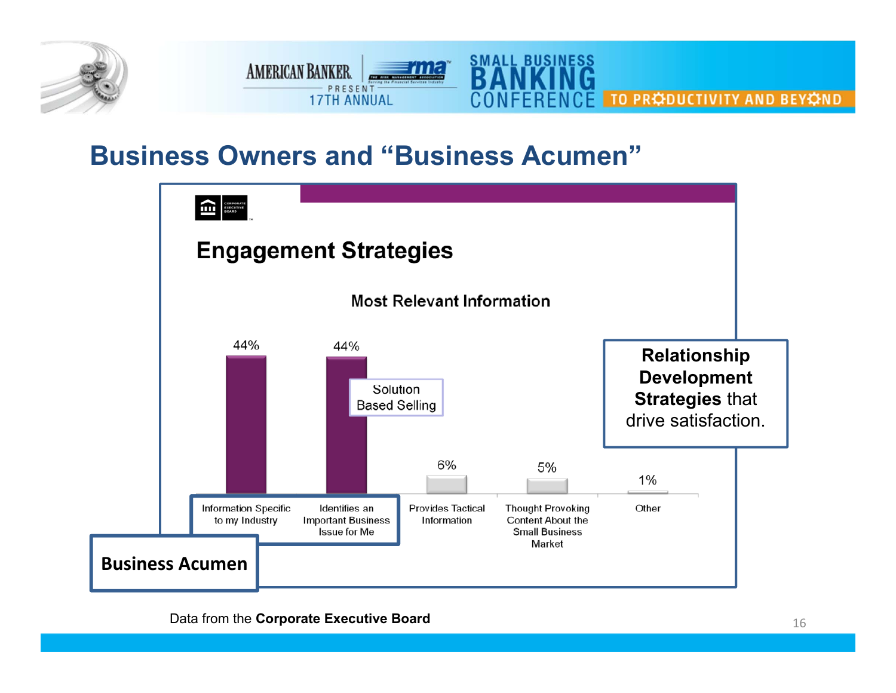# Business Owners and "Business Acumen"

## Engagement Strategies

### Most Relevant Information

| Category | Percentage |
|---|---|
| Information Specific to my Industry | 44% |
| Identifies an Important Business Issue for Me | 44% |
| Provides Tactical Information | 6% |
| Thought Provoking Content About the Small Business Market | 5% |
| Other | 1% |

Solution Based Selling

**Relationship Development Strategies** that drive satisfaction.

**Business Acumen**

Data from the **Corporate Executive Board**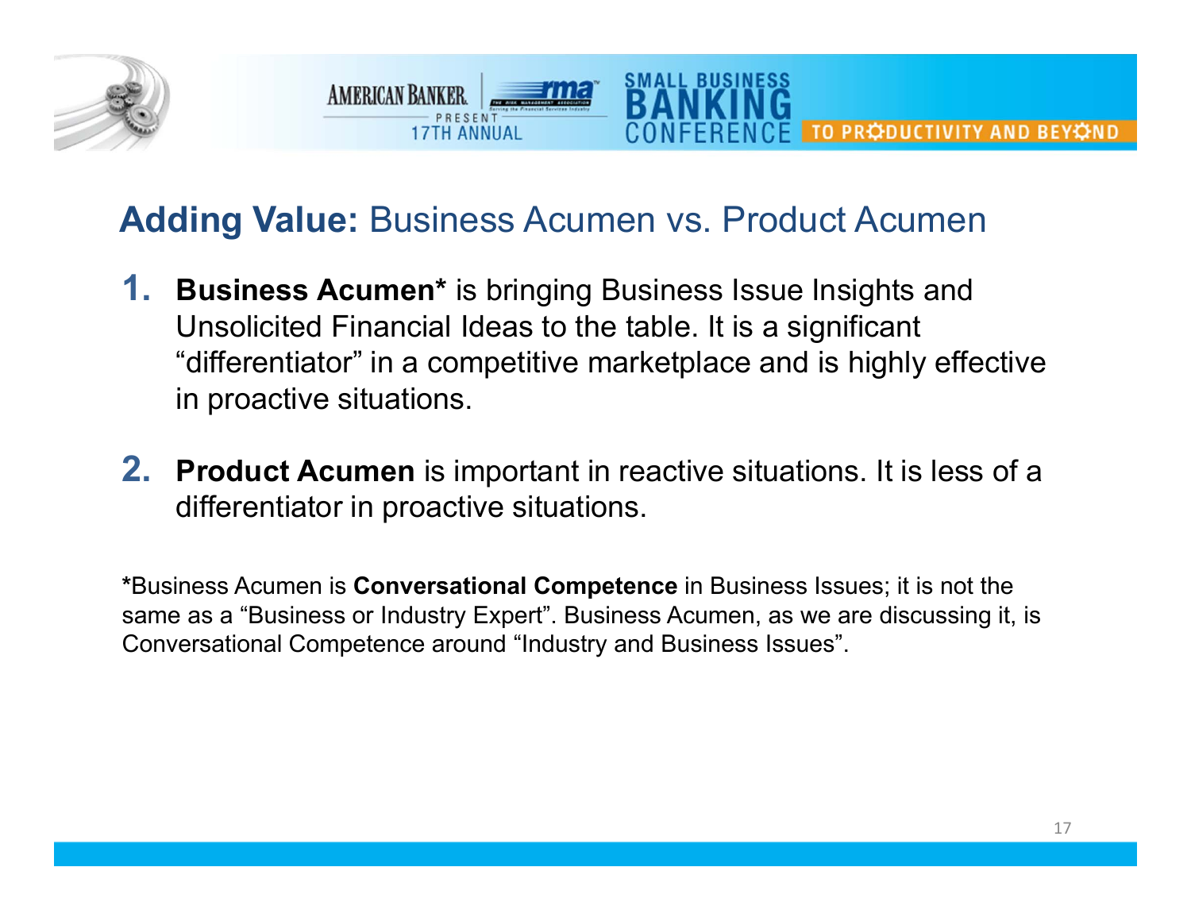## **Adding Value:** Business Acumen vs. Product Acumen

1. **Business Acumen*** is bringing Business Issue Insights and Unsolicited Financial Ideas to the table. It is a significant “differentiator” in a competitive marketplace and is highly effective in proactive situations.

2. **Product Acumen** is important in reactive situations. It is less of a differentiator in proactive situations.

*Business Acumen is **Conversational Competence** in Business Issues; it is not the same as a “Business or Industry Expert”. Business Acumen, as we are discussing it, is Conversational Competence around “Industry and Business Issues”.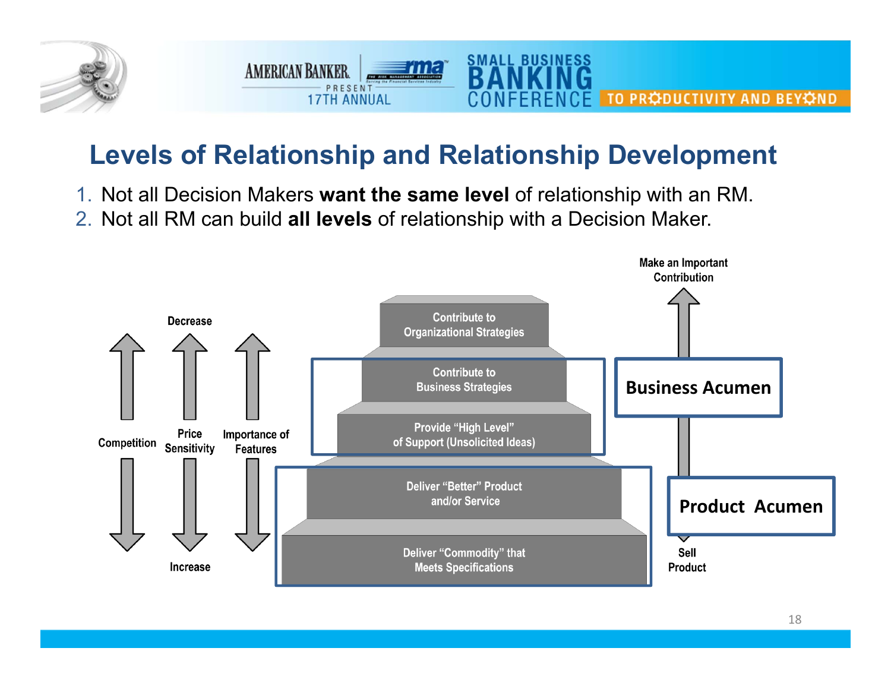## Levels of Relationship and Relationship Development

1. Not all Decision Makers **want the same level** of relationship with an RM.
2. Not all RM can build **all levels** of relationship with a Decision Maker.

Decrease

Competition | Price Sensitivity | Importance of Features

Increase

- Contribute to Organizational Strategies
- Contribute to Business Strategies
- Provide "High Level" of Support (Unsolicited Ideas)
- Deliver "Better" Product and/or Service
- Deliver "Commodity" that Meets Specifications

Make an Important Contribution

**Business Acumen**

**Product Acumen**

Sell Product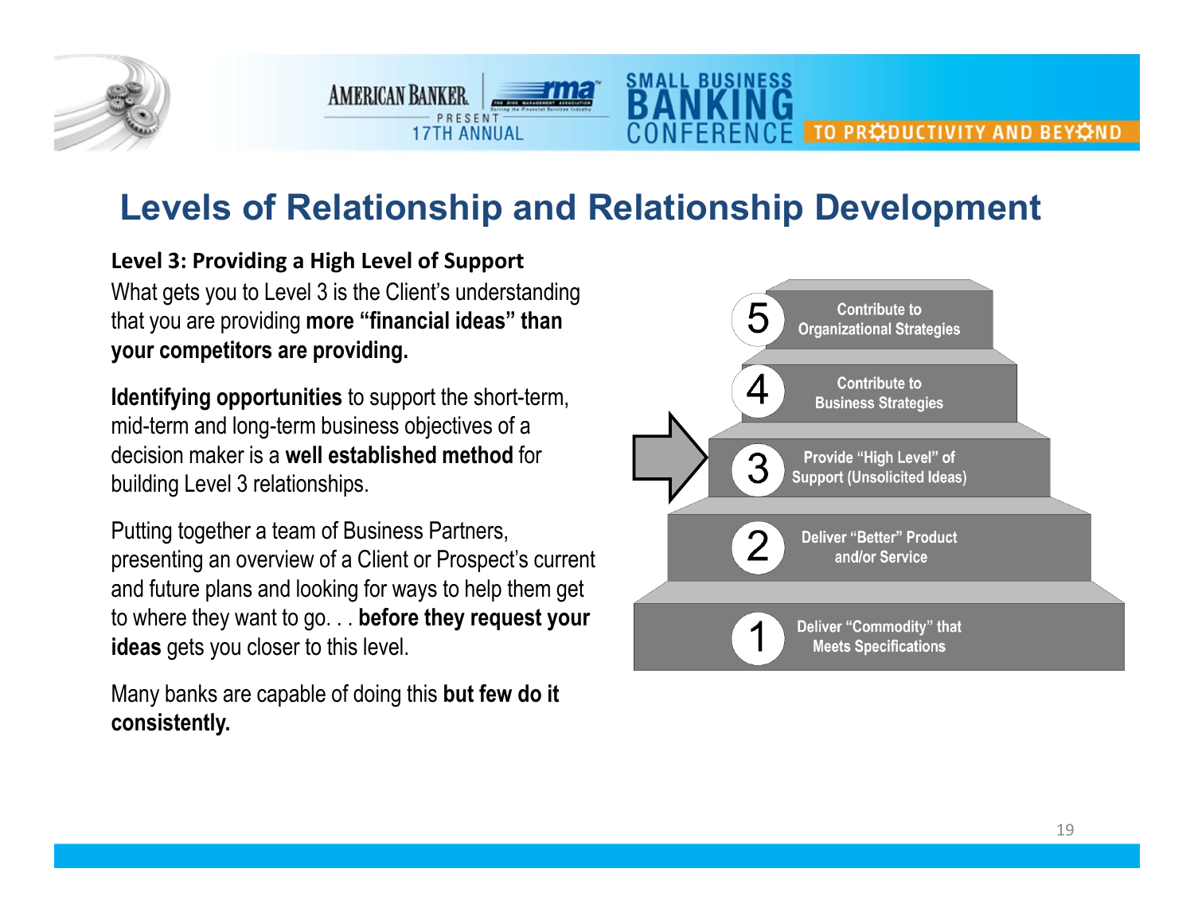# Levels of Relationship and Relationship Development

**Level 3: Providing a High Level of Support**

What gets you to Level 3 is the Client's understanding that you are providing **more "financial ideas" than your competitors are providing.**

**Identifying opportunities** to support the short-term, mid-term and long-term business objectives of a decision maker is a **well established method** for building Level 3 relationships.

Putting together a team of Business Partners, presenting an overview of a Client or Prospect's current and future plans and looking for ways to help them get to where they want to go. . . **before they request your ideas** gets you closer to this level.

Many banks are capable of doing this **but few do it consistently.**

5. Contribute to Organizational Strategies
4. Contribute to Business Strategies
3. Provide "High Level" of Support (Unsolicited Ideas)
2. Deliver "Better" Product and/or Service
1. Deliver "Commodity" that Meets Specifications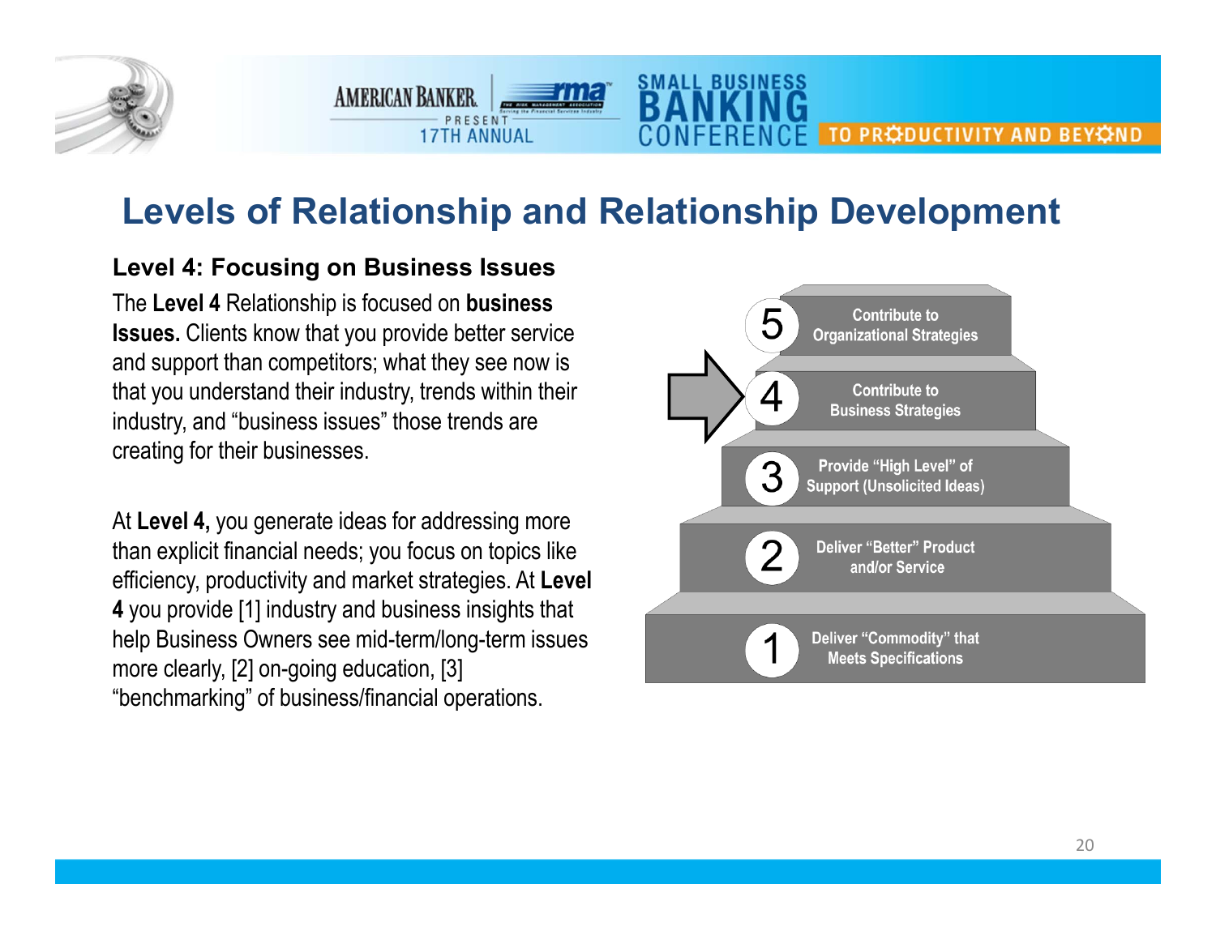# Levels of Relationship and Relationship Development

### Level 4: Focusing on Business Issues

The **Level 4** Relationship is focused on **business Issues.** Clients know that you provide better service and support than competitors; what they see now is that you understand their industry, trends within their industry, and "business issues" those trends are creating for their businesses.

At **Level 4,** you generate ideas for addressing more than explicit financial needs; you focus on topics like efficiency, productivity and market strategies. At **Level 4** you provide [1] industry and business insights that help Business Owners see mid-term/long-term issues more clearly, [2] on-going education, [3] "benchmarking" of business/financial operations.

5. Contribute to Organizational Strategies
4. Contribute to Business Strategies
3. Provide "High Level" of Support (Unsolicited Ideas)
2. Deliver "Better" Product and/or Service
1. Deliver "Commodity" that Meets Specifications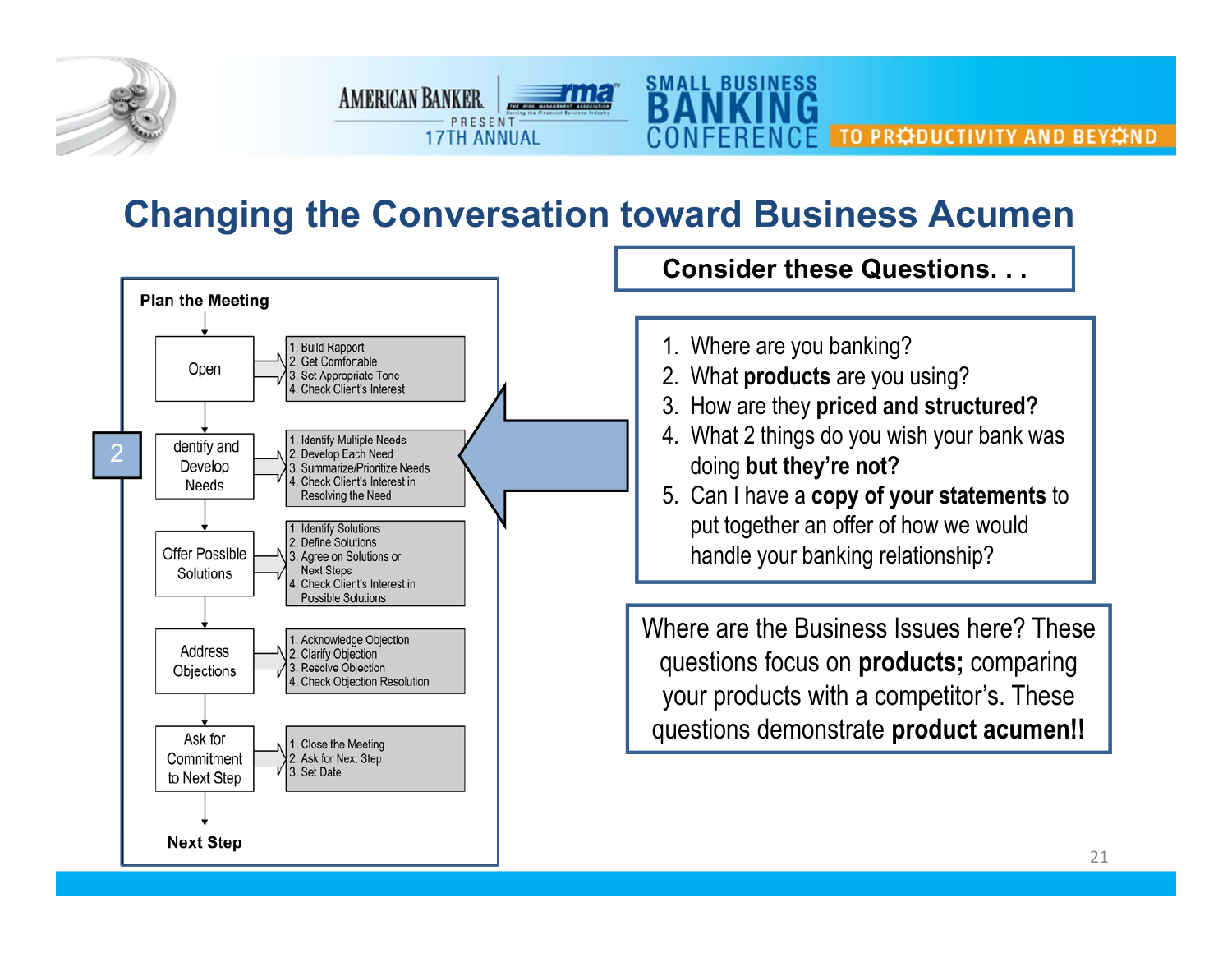# Changing the Conversation toward Business Acumen

**Plan the Meeting**

| Step | Actions |
|---|---|
| Open | 1. Build Rapport<br>2. Get Comfortable<br>3. Set Appropriate Tone<br>4. Check Client's Interest |
| Identify and Develop Needs | 1. Identify Multiple Needs<br>2. Develop Each Need<br>3. Summarize/Prioritize Needs<br>4. Check Client's Interest in Resolving the Need |
| Offer Possible Solutions | 1. Identify Solutions<br>2. Define Solutions<br>3. Agree on Solutions or Next Steps<br>4. Check Client's Interest in Possible Solutions |
| Address Objections | 1. Acknowledge Objection<br>2. Clarify Objection<br>3. Resolve Objection<br>4. Check Objection Resolution |
| Ask for Commitment to Next Step | 1. Close the Meeting<br>2. Ask for Next Step<br>3. Set Date |

**Next Step**

2

**Consider these Questions. . .**

1. Where are you banking?
2. What **products** are you using?
3. How are they **priced and structured?**
4. What 2 things do you wish your bank was doing **but they're not?**
5. Can I have a **copy of your statements** to put together an offer of how we would handle your banking relationship?

Where are the Business Issues here? These questions focus on **products;** comparing your products with a competitor's. These questions demonstrate **product acumen!!**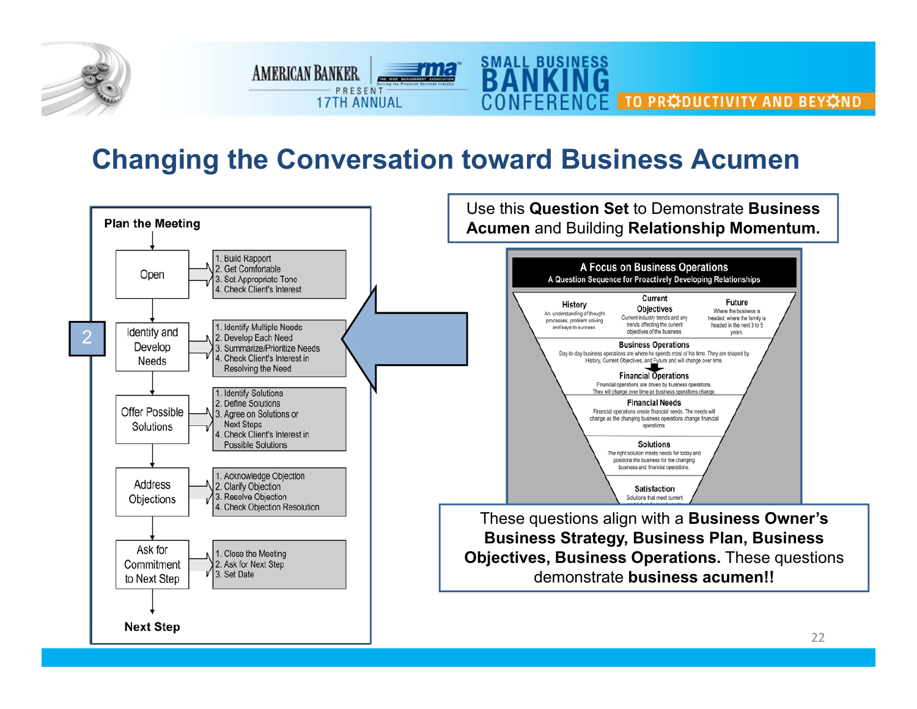# Changing the Conversation toward Business Acumen

## Plan the Meeting

| Step | Actions |
|---|---|
| Open | 1. Build Rapport<br>2. Get Comfortable<br>3. Set Appropriate Tone<br>4. Check Client's Interest |
| 2 — Identify and Develop Needs | 1. Identify Multiple Needs<br>2. Develop Each Need<br>3. Summarize/Prioritize Needs<br>4. Check Client's Interest in Resolving the Need |
| Offer Possible Solutions | 1. Identify Solutions<br>2. Define Solutions<br>3. Agree on Solutions or Next Steps<br>4. Check Client's Interest in Possible Solutions |
| Address Objections | 1. Acknowledge Objection<br>2. Clarify Objection<br>3. Resolve Objection<br>4. Check Objection Resolution |
| Ask for Commitment to Next Step | 1. Close the Meeting<br>2. Ask for Next Step<br>3. Set Date |

**Next Step**

Use this **Question Set** to Demonstrate **Business Acumen** and Building **Relationship Momentum.**

### A Focus on Business Operations

A Question Sequence for Proactively Developing Relationships

- **History** – An understanding of thought processes, problem solving and keys to success.
- **Current Objectives** – Current industry trends and any trends affecting the current objectives of the business.
- **Future** – Where the business is headed, where the family is headed in the next 3 to 5 years.
- **Business Operations** – Day-to-day business operations are where he spends most of his time. They are shaped by History, Current Objectives, and Future and will change over time.
- **Financial Operations** – Financial operations are driven by business operations. They will change over time as business operations change.
- **Financial Needs** – Financial operations create financial needs. The needs will change as the changing business operations change financial operations.
- **Solutions** – The right solution meets needs for today and positions the business for the changing business and financial operations.
- **Satisfaction** – Solutions that meet current ...

These questions align with a **Business Owner's Business Strategy, Business Plan, Business Objectives, Business Operations.** These questions demonstrate **business acumen!!**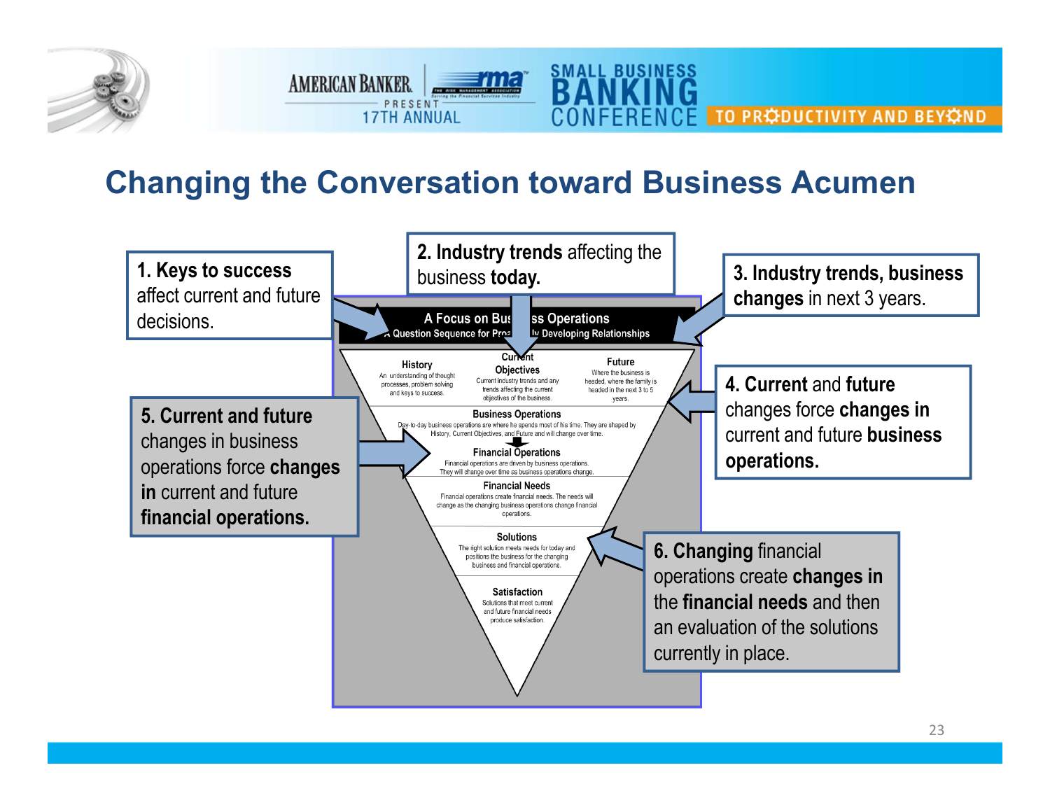## Changing the Conversation toward Business Acumen

**1. Keys to success** affect current and future decisions.

**2. Industry trends** affecting the business **today.**

**3. Industry trends, business changes** in next 3 years.

**4. Current** and **future** changes force **changes in** current and future **business operations.**

**5. Current and future** changes in business operations force **changes in** current and future **financial operations.**

**6. Changing** financial operations create **changes in** the **financial needs** and then an evaluation of the solutions currently in place.

**A Focus on Business Operations**
A Question Sequence for Proactively Developing Relationships

**History** – An understanding of thought processes, problem solving and keys to success.

**Current Objectives** – Current industry trends and any trends affecting the current objectives of the business.

**Future** – Where the business is headed, where the family is headed in the next 3 to 5 years.

**Business Operations** – Day-to-day business operations are where he spends most of his time. They are shaped by History, Current Objectives, and Future and will change over time.

**Financial Operations** – Financial operations are driven by business operations. They will change over time as business operations change.

**Financial Needs** – Financial operations create financial needs. The needs will change as the changing business operations change financial operations.

**Solutions** – The right solution meets needs for today and positions the business for the changing business and financial operations.

**Satisfaction** – Solutions that meet current and future financial needs produce satisfaction.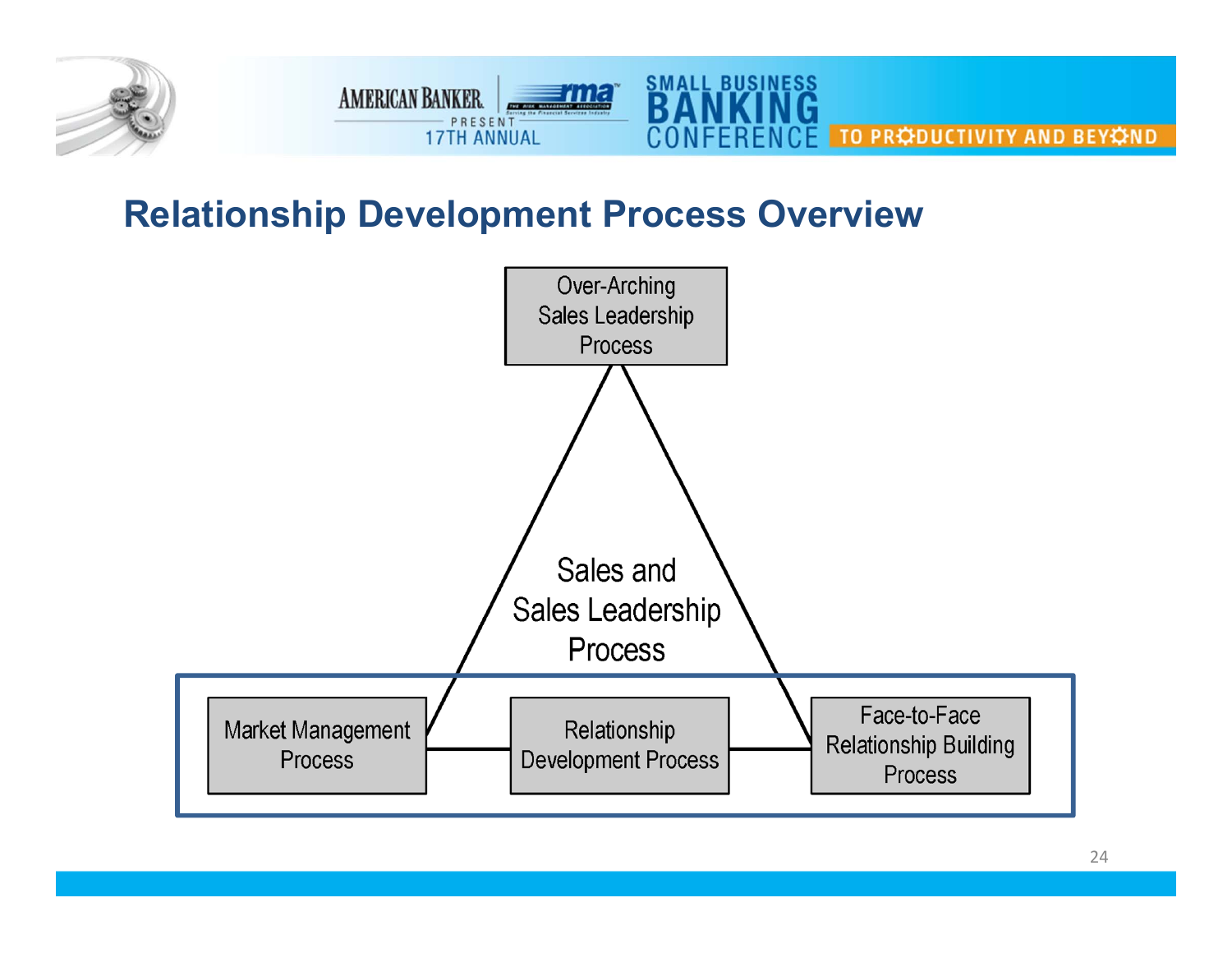## Relationship Development Process Overview

Over-Arching Sales Leadership Process

Sales and Sales Leadership Process

Market Management Process

Relationship Development Process

Face-to-Face Relationship Building Process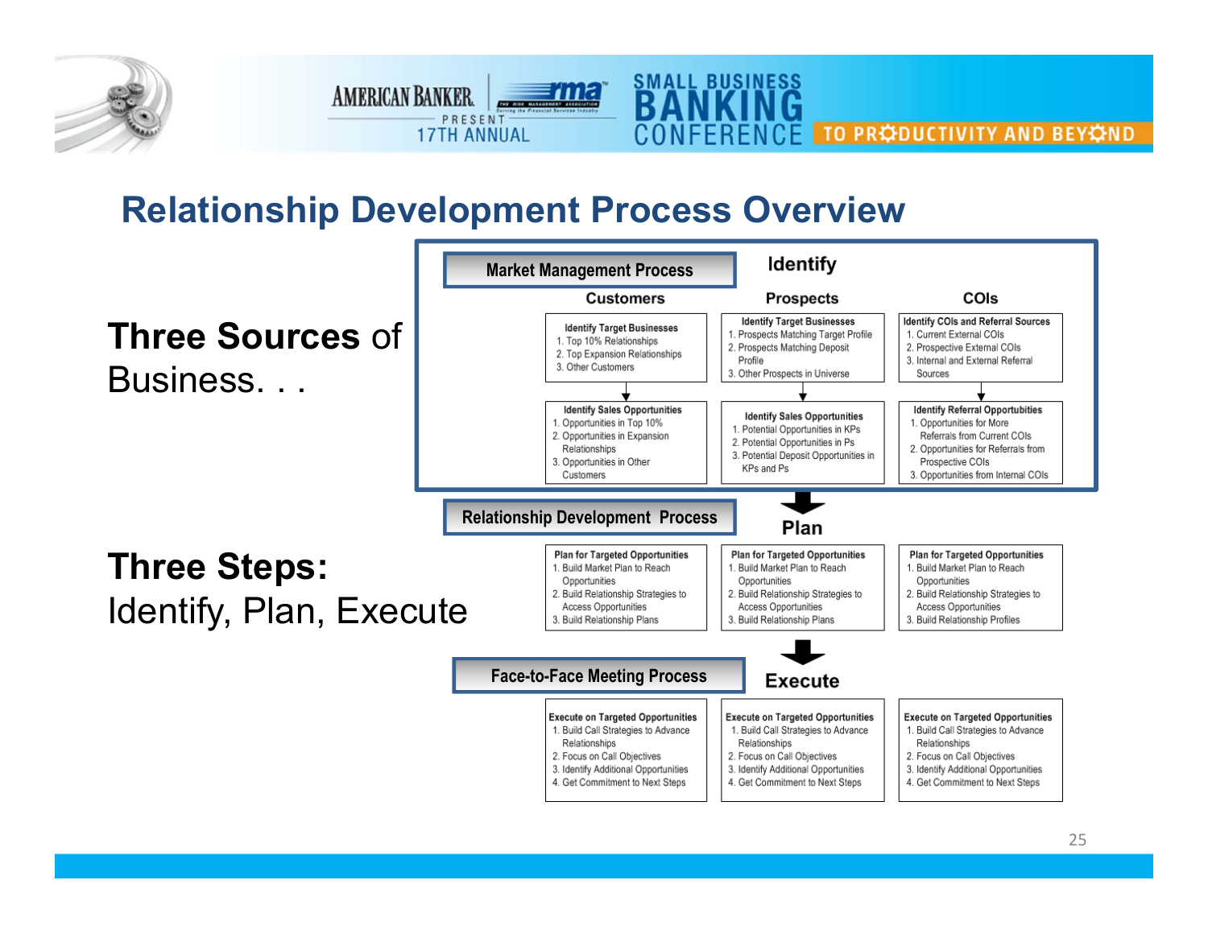# Relationship Development Process Overview

**Three Sources** of Business. . .

**Three Steps:** Identify, Plan, Execute

## Market Management Process — Identify

| Customers | Prospects | COIs |
| --- | --- | --- |
| **Identify Target Businesses** 1. Top 10% Relationships 2. Top Expansion Relationships 3. Other Customers | **Identify Target Businesses** 1. Prospects Matching Target Profile 2. Prospects Matching Deposit Profile 3. Other Prospects in Universe | **Identify COIs and Referral Sources** 1. Current External COIs 2. Prospective External COIs 3. Internal and External Referral Sources |
| **Identify Sales Opportunities** 1. Opportunities in Top 10% 2. Opportunities in Expansion Relationships 3. Opportunities in Other Customers | **Identify Sales Opportunities** 1. Potential Opportunities in KPs 2. Potential Opportunities in Ps 3. Potential Deposit Opportunities in KPs and Ps | **Identify Referral Opportubities** 1. Opportunities for More Referrals from Current COIs 2. Opportunities for Referrals from Prospective COIs 3. Opportunities from Internal COIs |

## Relationship Development Process — Plan

| Customers | Prospects | COIs |
| --- | --- | --- |
| **Plan for Targeted Opportunities** 1. Build Market Plan to Reach Opportunities 2. Build Relationship Strategies to Access Opportunities 3. Build Relationship Plans | **Plan for Targeted Opportunities** 1. Build Market Plan to Reach Opportunities 2. Build Relationship Strategies to Access Opportunities 3. Build Relationship Plans | **Plan for Targeted Opportunities** 1. Build Market Plan to Reach Opportunities 2. Build Relationship Strategies to Access Opportunities 3. Build Relationship Profiles |

## Face-to-Face Meeting Process — Execute

| Customers | Prospects | COIs |
| --- | --- | --- |
| **Execute on Targeted Opportunities** 1. Build Call Strategies to Advance Relationships 2. Focus on Call Objectives 3. Identify Additional Opportunities 4. Get Commitment to Next Steps | **Execute on Targeted Opportunities** 1. Build Call Strategies to Advance Relationships 2. Focus on Call Objectives 3. Identify Additional Opportunities 4. Get Commitment to Next Steps | **Execute on Targeted Opportunities** 1. Build Call Strategies to Advance Relationships 2. Focus on Call Objectives 3. Identify Additional Opportunities 4. Get Commitment to Next Steps |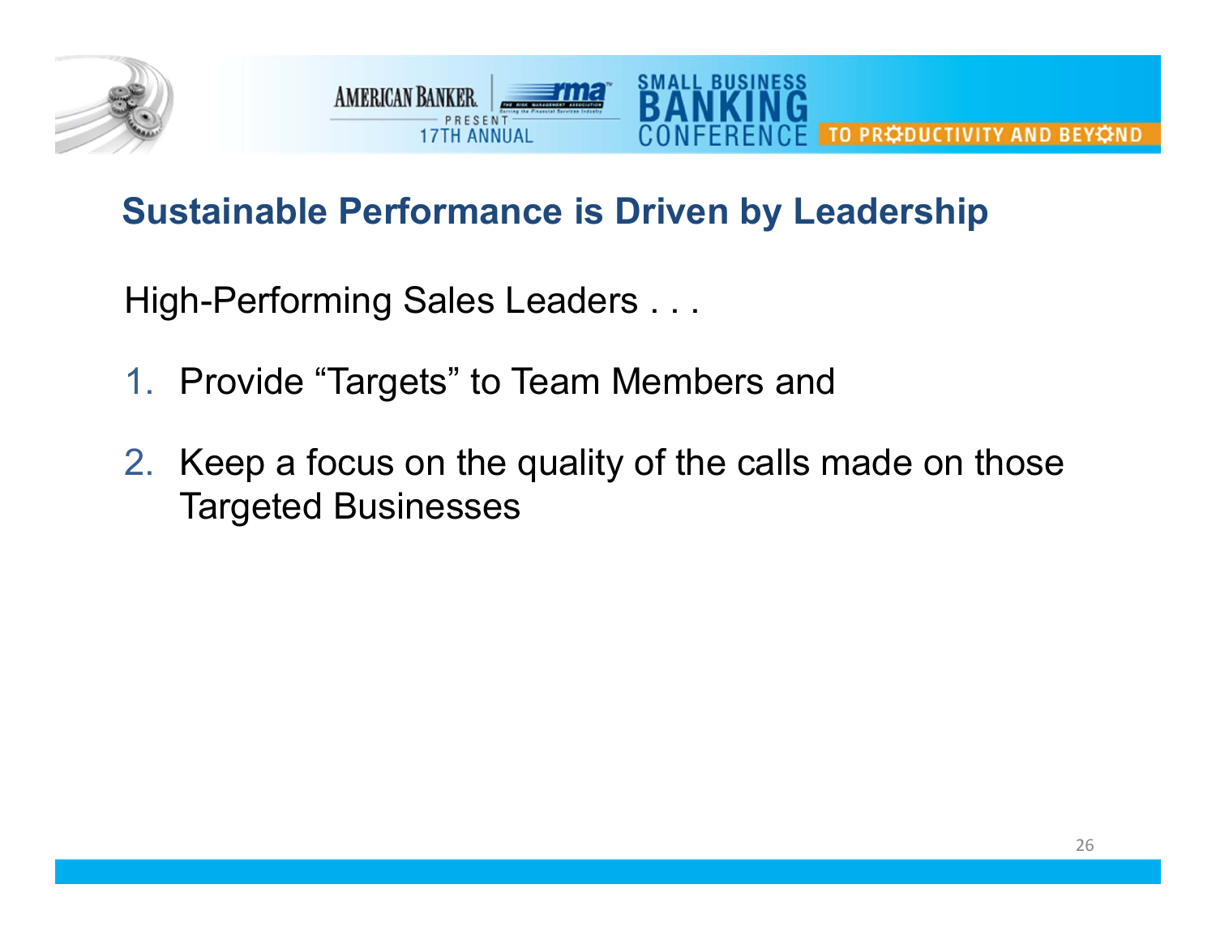## Sustainable Performance is Driven by Leadership

High-Performing Sales Leaders . . .

1. Provide “Targets” to Team Members and
2. Keep a focus on the quality of the calls made on those Targeted Businesses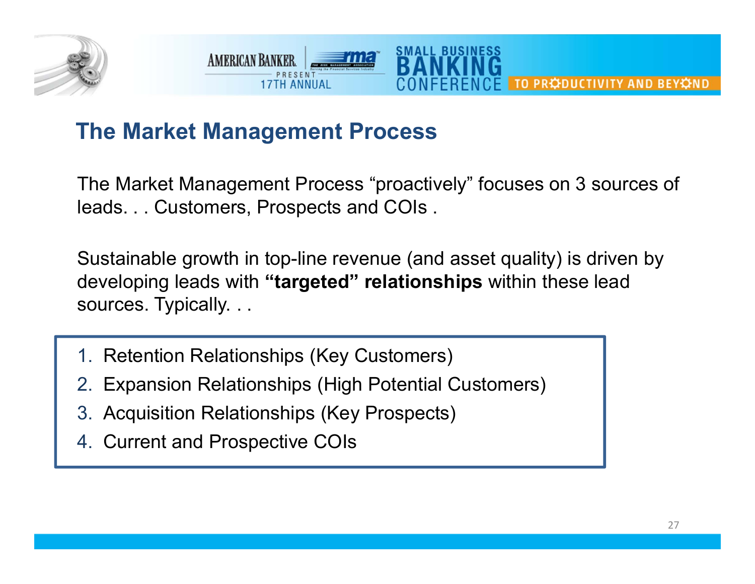## The Market Management Process

The Market Management Process "proactively" focuses on 3 sources of leads. . . Customers, Prospects and COIs .

Sustainable growth in top-line revenue (and asset quality) is driven by developing leads with **"targeted" relationships** within these lead sources. Typically. . .

1. Retention Relationships (Key Customers)
2. Expansion Relationships (High Potential Customers)
3. Acquisition Relationships (Key Prospects)
4. Current and Prospective COIs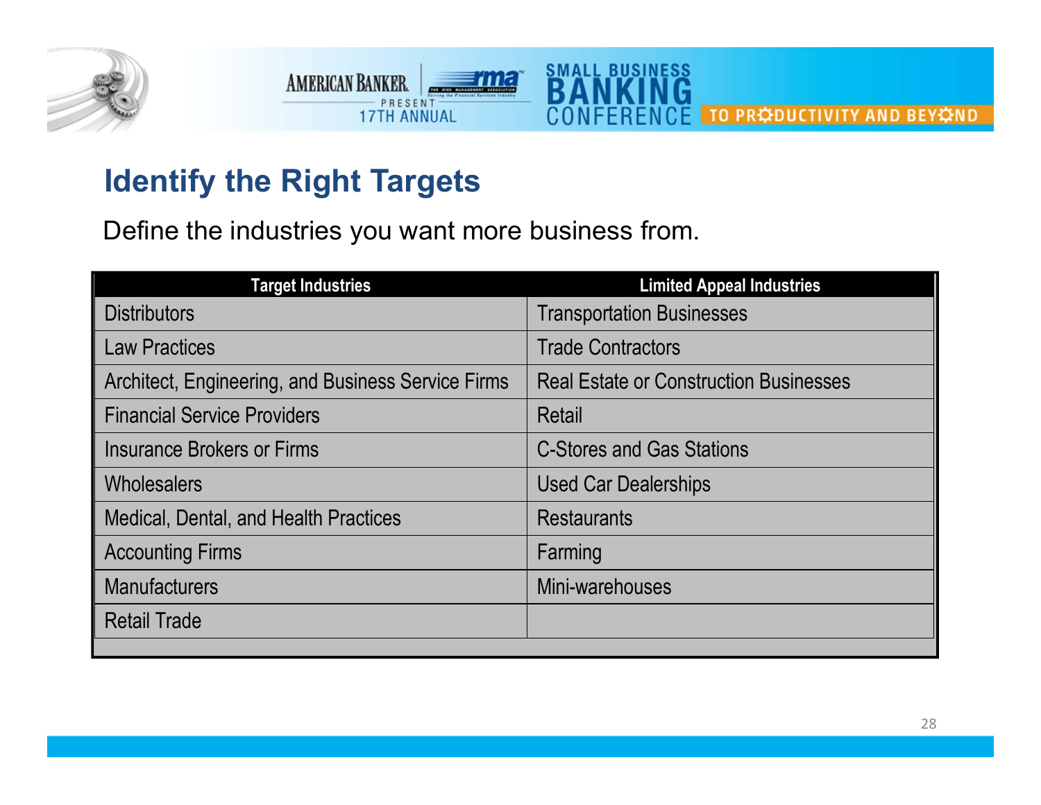## Identify the Right Targets

Define the industries you want more business from.

| Target Industries | Limited Appeal Industries |
|---|---|
| Distributors | Transportation Businesses |
| Law Practices | Trade Contractors |
| Architect, Engineering, and Business Service Firms | Real Estate or Construction Businesses |
| Financial Service Providers | Retail |
| Insurance Brokers or Firms | C-Stores and Gas Stations |
| Wholesalers | Used Car Dealerships |
| Medical, Dental, and Health Practices | Restaurants |
| Accounting Firms | Farming |
| Manufacturers | Mini-warehouses |
| Retail Trade | |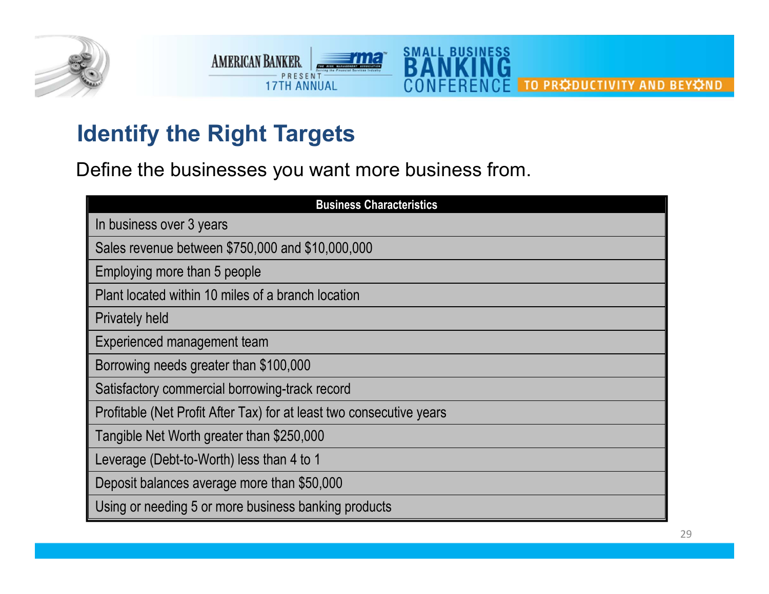## Identify the Right Targets

Define the businesses you want more business from.

| Business Characteristics |
|---|
| In business over 3 years |
| Sales revenue between $750,000 and $10,000,000 |
| Employing more than 5 people |
| Plant located within 10 miles of a branch location |
| Privately held |
| Experienced management team |
| Borrowing needs greater than $100,000 |
| Satisfactory commercial borrowing-track record |
| Profitable (Net Profit After Tax) for at least two consecutive years |
| Tangible Net Worth greater than $250,000 |
| Leverage (Debt-to-Worth) less than 4 to 1 |
| Deposit balances average more than $50,000 |
| Using or needing 5 or more business banking products |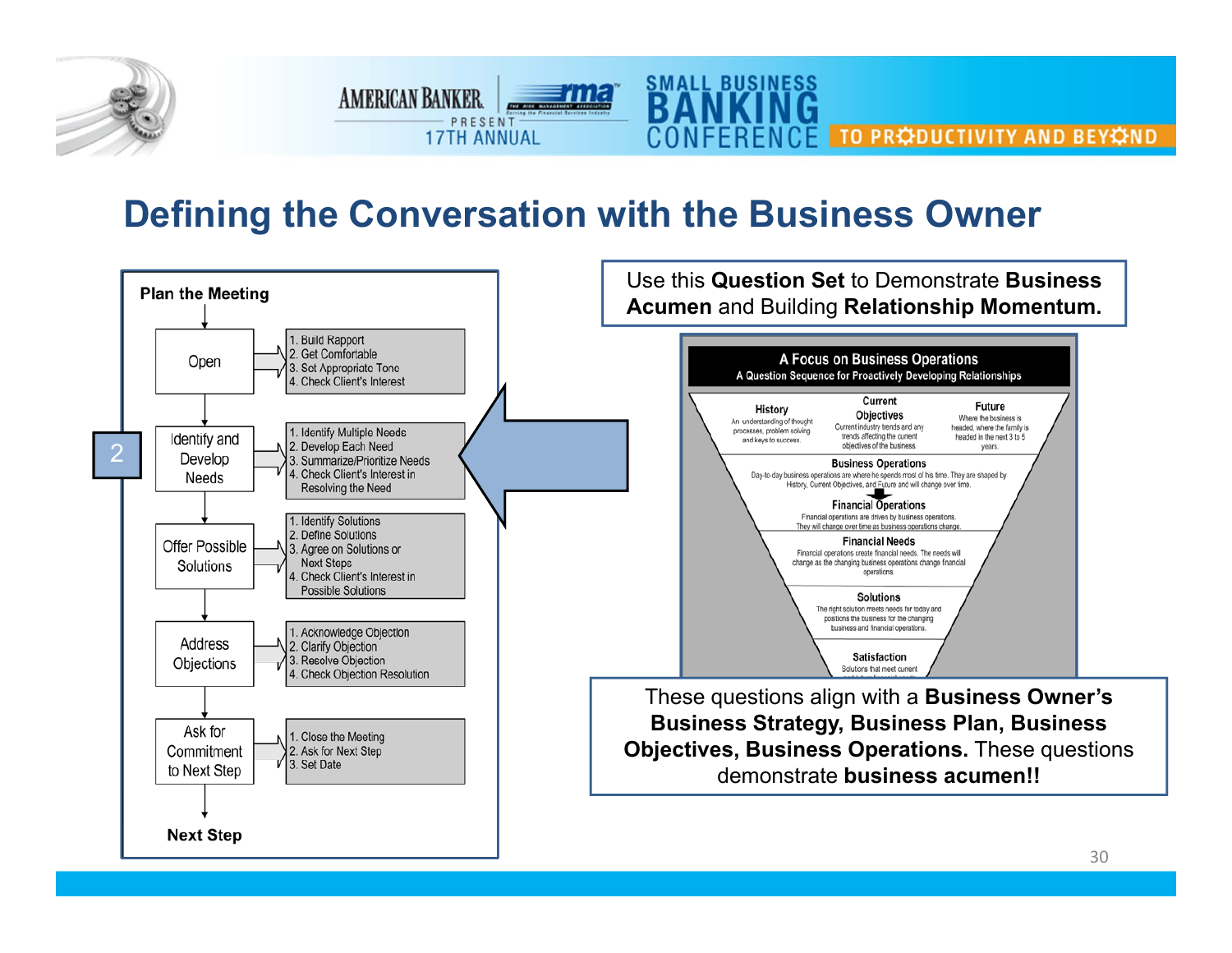# Defining the Conversation with the Business Owner

**Plan the Meeting**

- **Open**
  1. Build Rapport
  2. Get Comfortable
  3. Set Appropriate Tone
  4. Check Client's Interest
- **Identify and Develop Needs** (2)
  1. Identify Multiple Needs
  2. Develop Each Need
  3. Summarize/Prioritize Needs
  4. Check Client's Interest in Resolving the Need
- **Offer Possible Solutions**
  1. Identify Solutions
  2. Define Solutions
  3. Agree on Solutions or Next Steps
  4. Check Client's Interest in Possible Solutions
- **Address Objections**
  1. Acknowledge Objection
  2. Clarify Objection
  3. Resolve Objection
  4. Check Objection Resolution
- **Ask for Commitment to Next Step**
  1. Close the Meeting
  2. Ask for Next Step
  3. Set Date

**Next Step**

Use this **Question Set** to Demonstrate **Business Acumen** and Building **Relationship Momentum.**

**A Focus on Business Operations**
A Question Sequence for Proactively Developing Relationships

- **History** – An understanding of thought processes, problem solving and keys to success.
- **Current Objectives** – Current industry trends and any trends affecting the current objectives of the business.
- **Future** – Where the business is headed, where the family is headed in the next 3 to 5 years.
- **Business Operations** – Day-to-day business operations are where he spends most of his time. They are shaped by History, Current Objectives, and Future and will change over time.
- **Financial Operations** – Financial operations are driven by business operations. They will change over time as business operations change.
- **Financial Needs** – Financial operations create financial needs. The needs will change as the changing business operations change financial operations.
- **Solutions** – The right solution meets needs for today and positions the business for the changing business and financial operations.
- **Satisfaction** – Solutions that meet current ...

These questions align with a **Business Owner's Business Strategy, Business Plan, Business Objectives, Business Operations.** These questions demonstrate **business acumen!!**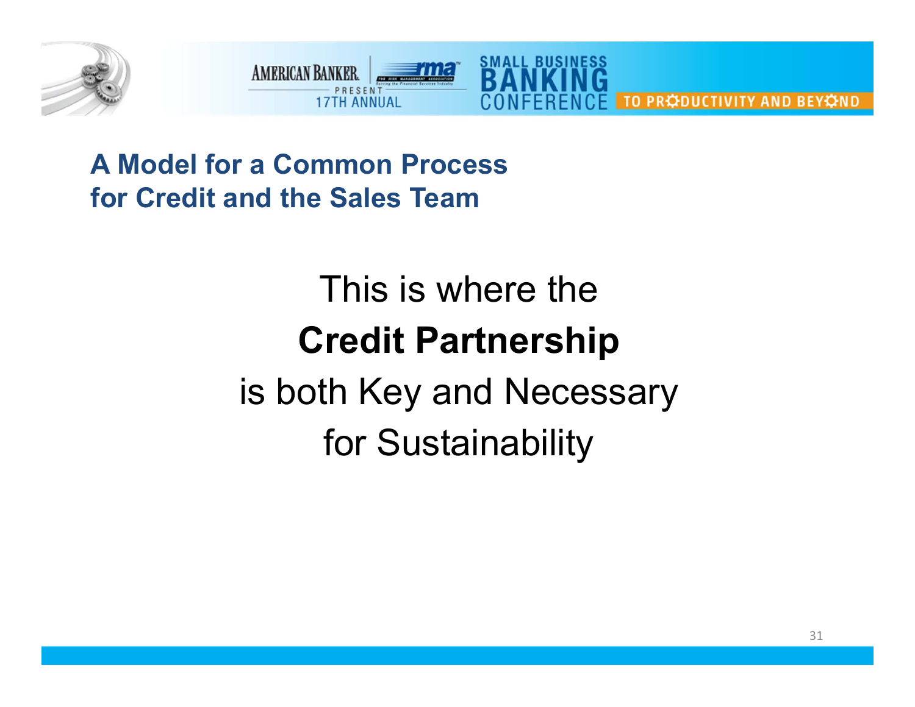## A Model for a Common Process for Credit and the Sales Team

This is where the

**Credit Partnership**

is both Key and Necessary

for Sustainability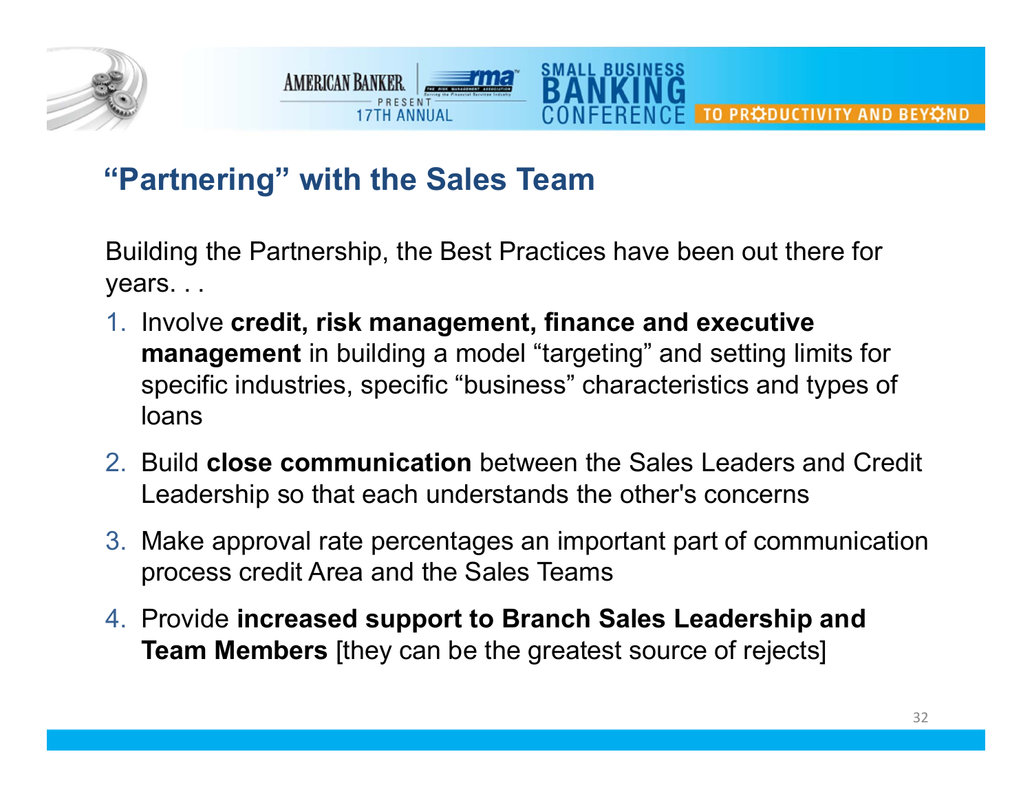## “Partnering” with the Sales Team

Building the Partnership, the Best Practices have been out there for years. . .

1. Involve **credit, risk management, finance and executive management** in building a model “targeting” and setting limits for specific industries, specific “business” characteristics and types of loans
2. Build **close communication** between the Sales Leaders and Credit Leadership so that each understands the other's concerns
3. Make approval rate percentages an important part of communication process credit Area and the Sales Teams
4. Provide **increased support to Branch Sales Leadership and Team Members** [they can be the greatest source of rejects]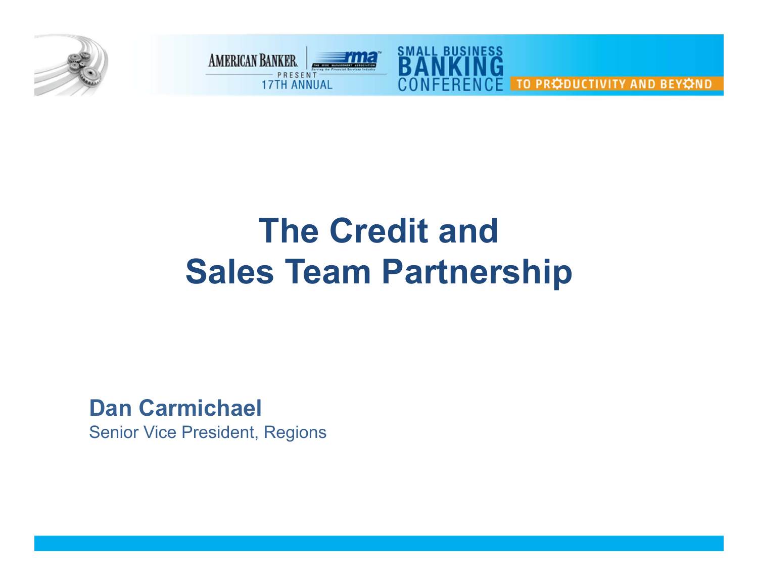# The Credit and Sales Team Partnership

**Dan Carmichael**

Senior Vice President, Regions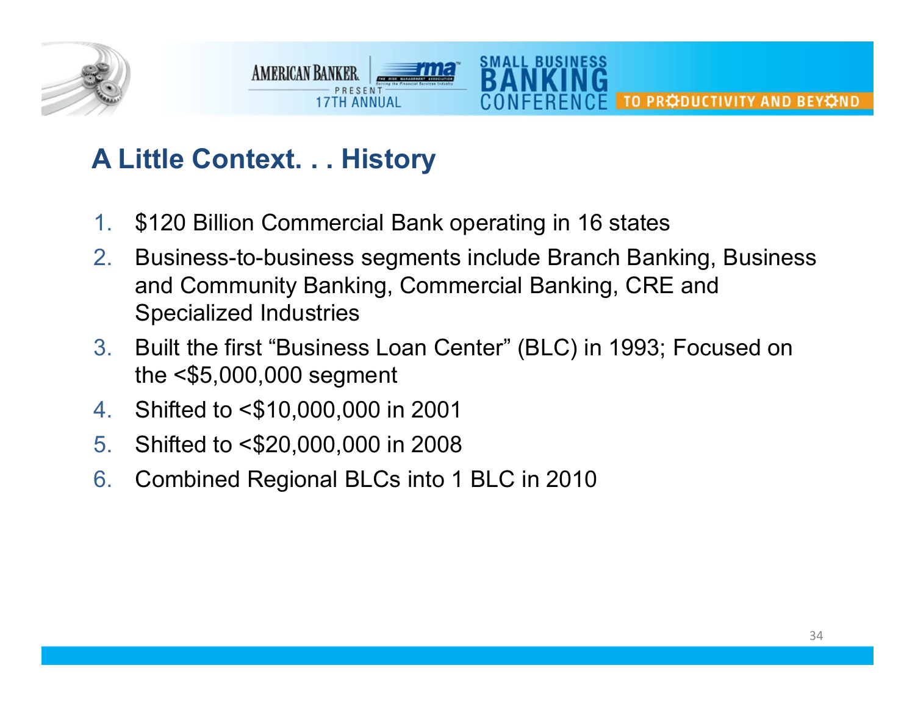## A Little Context. . . History

1. $120 Billion Commercial Bank operating in 16 states
2. Business-to-business segments include Branch Banking, Business and Community Banking, Commercial Banking, CRE and Specialized Industries
3. Built the first "Business Loan Center" (BLC) in 1993; Focused on the <$5,000,000 segment
4. Shifted to <$10,000,000 in 2001
5. Shifted to <$20,000,000 in 2008
6. Combined Regional BLCs into 1 BLC in 2010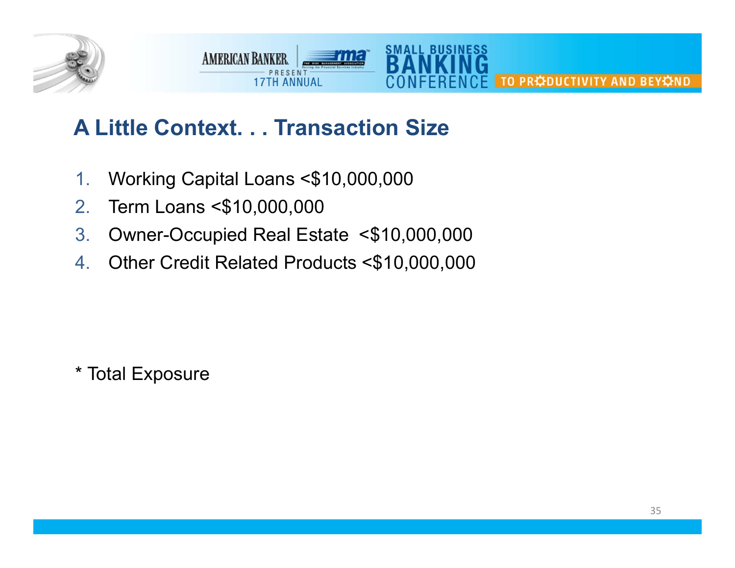## A Little Context. . . Transaction Size

1. Working Capital Loans <$10,000,000
2. Term Loans <$10,000,000
3. Owner-Occupied Real Estate <$10,000,000
4. Other Credit Related Products <$10,000,000

* Total Exposure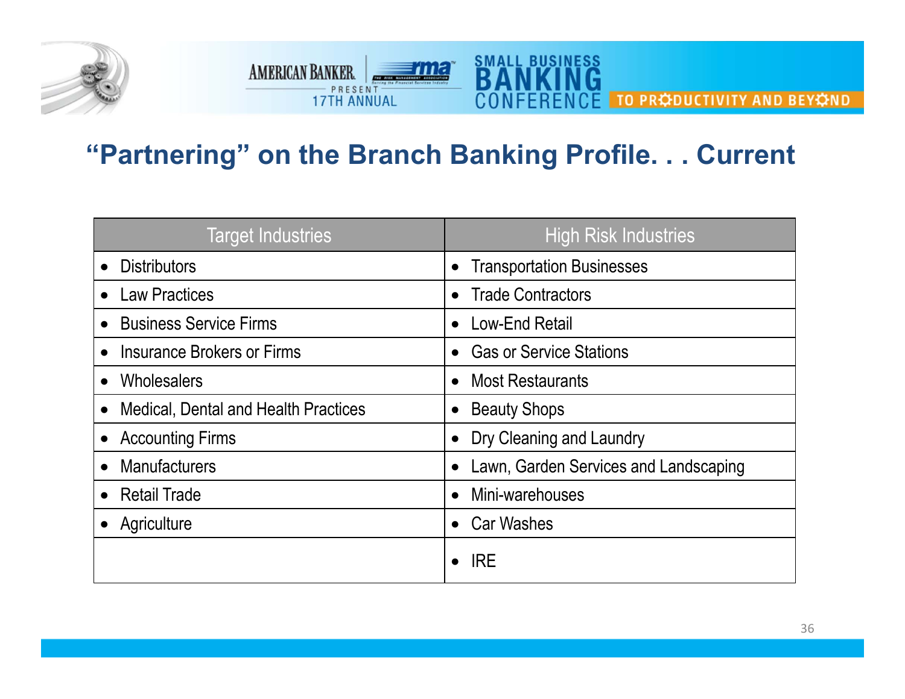## "Partnering" on the Branch Banking Profile. . . Current

| Target Industries | High Risk Industries |
|---|---|
| • Distributors | • Transportation Businesses |
| • Law Practices | • Trade Contractors |
| • Business Service Firms | • Low-End Retail |
| • Insurance Brokers or Firms | • Gas or Service Stations |
| • Wholesalers | • Most Restaurants |
| • Medical, Dental and Health Practices | • Beauty Shops |
| • Accounting Firms | • Dry Cleaning and Laundry |
| • Manufacturers | • Lawn, Garden Services and Landscaping |
| • Retail Trade | • Mini-warehouses |
| • Agriculture | • Car Washes |
| | • IRE |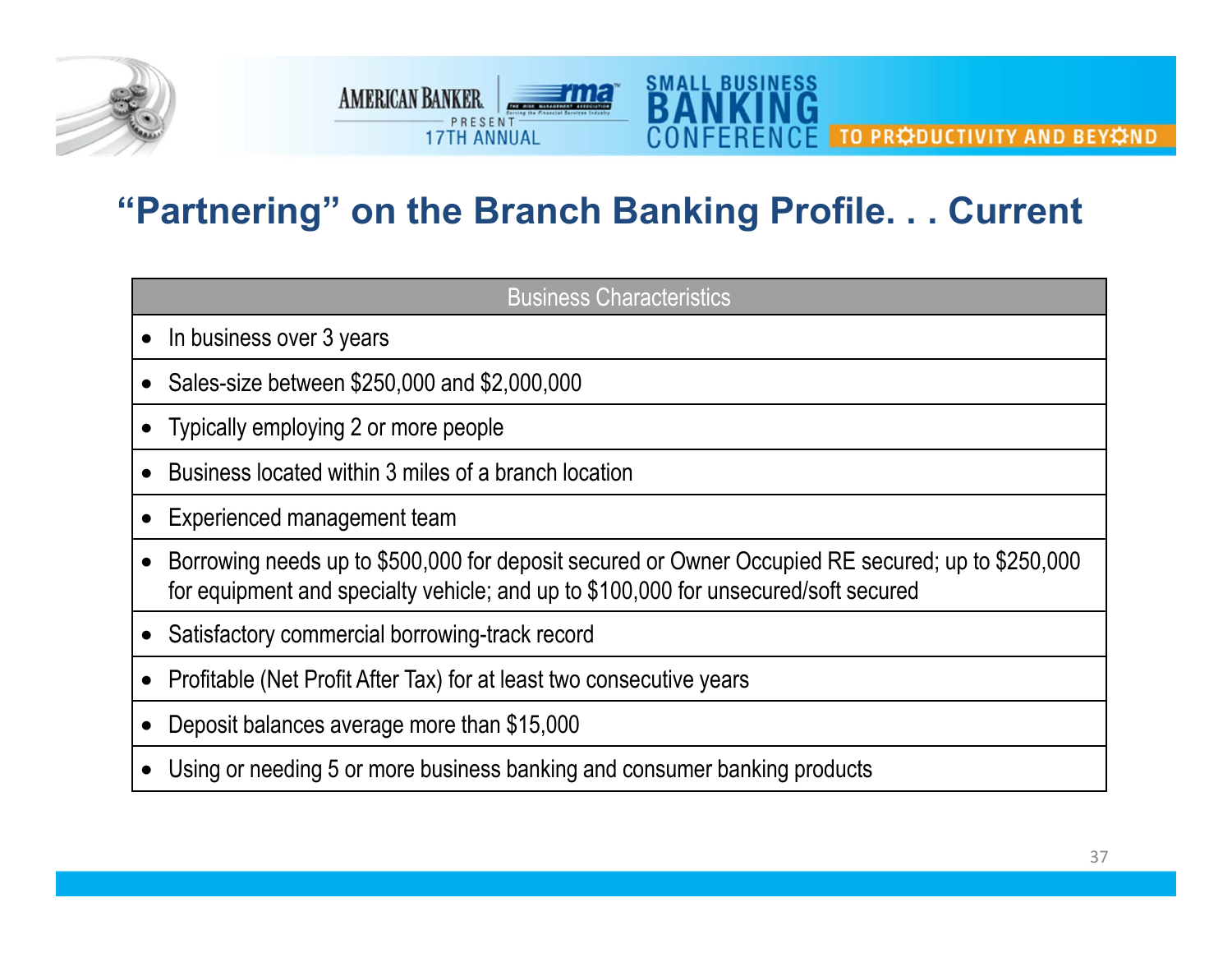## “Partnering” on the Branch Banking Profile. . . Current

| Business Characteristics |
|---|
| • In business over 3 years |
| • Sales-size between $250,000 and $2,000,000 |
| • Typically employing 2 or more people |
| • Business located within 3 miles of a branch location |
| • Experienced management team |
| • Borrowing needs up to $500,000 for deposit secured or Owner Occupied RE secured; up to $250,000 for equipment and specialty vehicle; and up to $100,000 for unsecured/soft secured |
| • Satisfactory commercial borrowing-track record |
| • Profitable (Net Profit After Tax) for at least two consecutive years |
| • Deposit balances average more than $15,000 |
| • Using or needing 5 or more business banking and consumer banking products |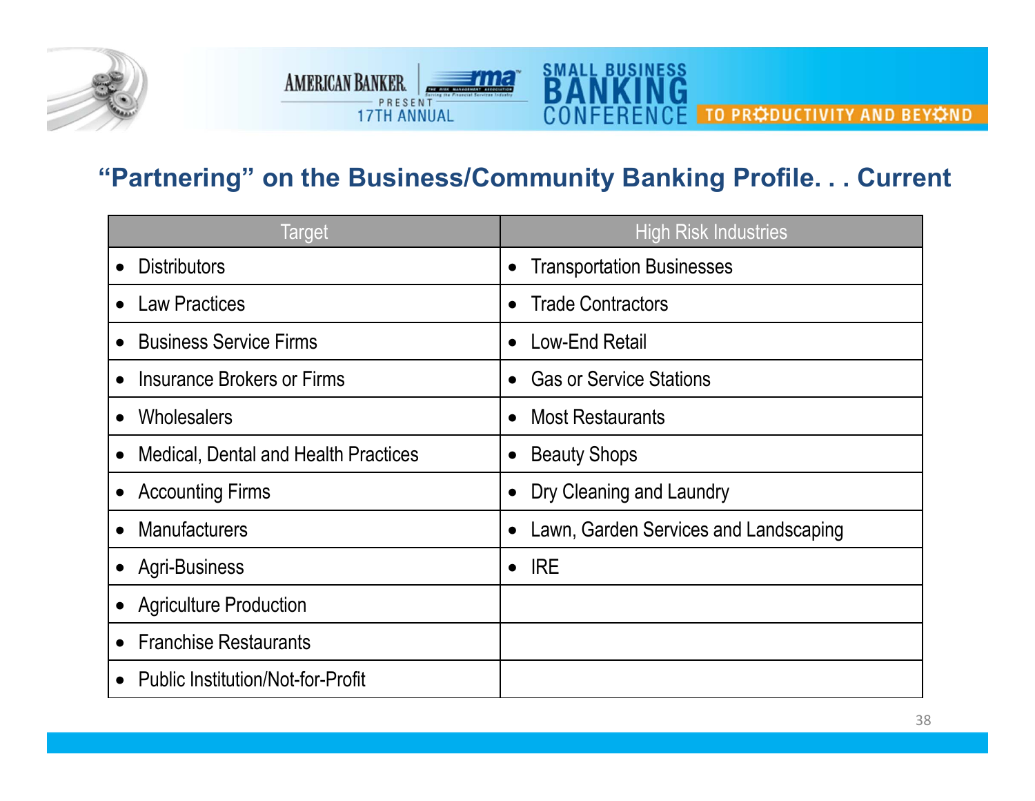## "Partnering" on the Business/Community Banking Profile. . . Current

| Target | High Risk Industries |
|---|---|
| • Distributors | • Transportation Businesses |
| • Law Practices | • Trade Contractors |
| • Business Service Firms | • Low-End Retail |
| • Insurance Brokers or Firms | • Gas or Service Stations |
| • Wholesalers | • Most Restaurants |
| • Medical, Dental and Health Practices | • Beauty Shops |
| • Accounting Firms | • Dry Cleaning and Laundry |
| • Manufacturers | • Lawn, Garden Services and Landscaping |
| • Agri-Business | • IRE |
| • Agriculture Production | |
| • Franchise Restaurants | |
| • Public Institution/Not-for-Profit | |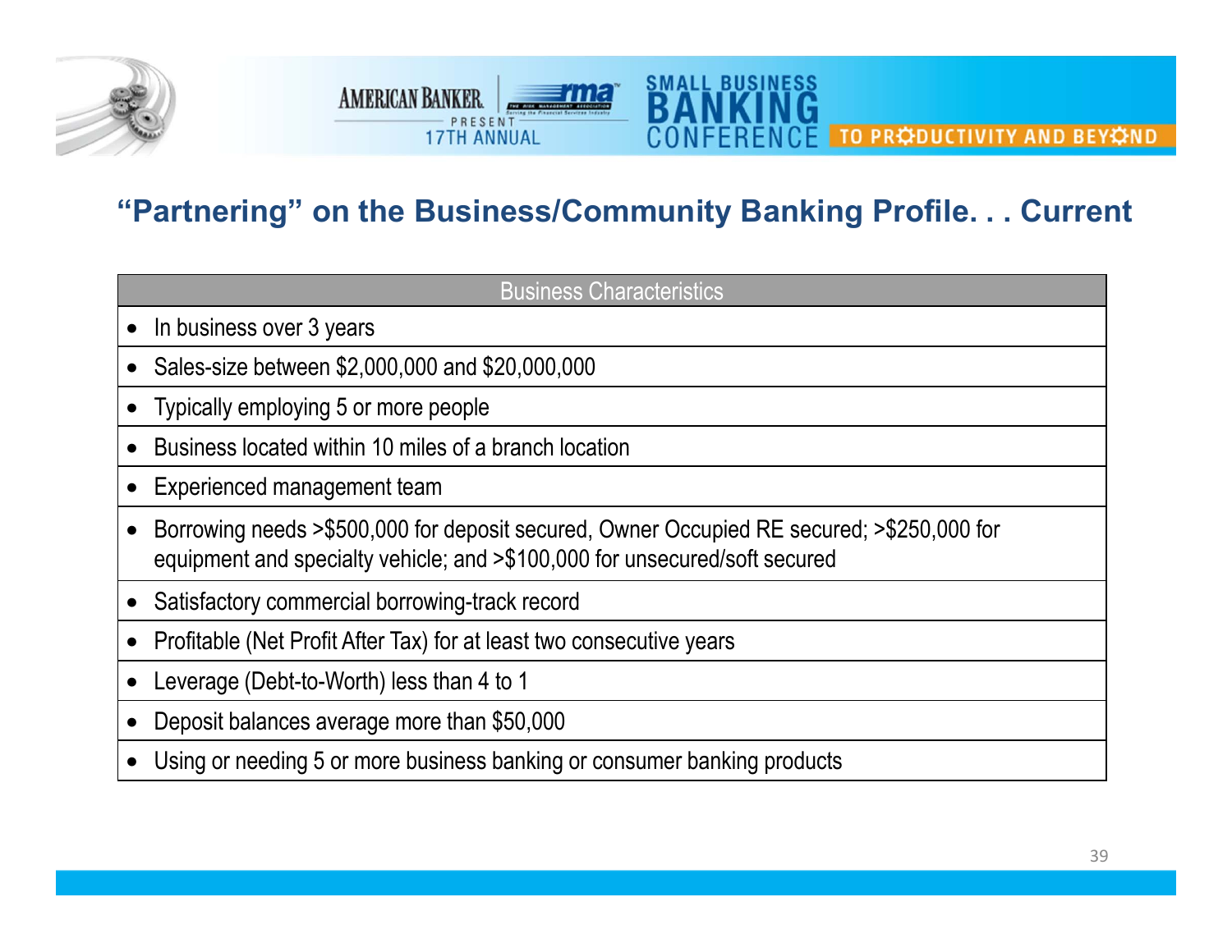## "Partnering" on the Business/Community Banking Profile. . . Current

| Business Characteristics |
| --- |
| • In business over 3 years |
| • Sales-size between $2,000,000 and $20,000,000 |
| • Typically employing 5 or more people |
| • Business located within 10 miles of a branch location |
| • Experienced management team |
| • Borrowing needs >$500,000 for deposit secured, Owner Occupied RE secured; >$250,000 for equipment and specialty vehicle; and >$100,000 for unsecured/soft secured |
| • Satisfactory commercial borrowing-track record |
| • Profitable (Net Profit After Tax) for at least two consecutive years |
| • Leverage (Debt-to-Worth) less than 4 to 1 |
| • Deposit balances average more than $50,000 |
| • Using or needing 5 or more business banking or consumer banking products |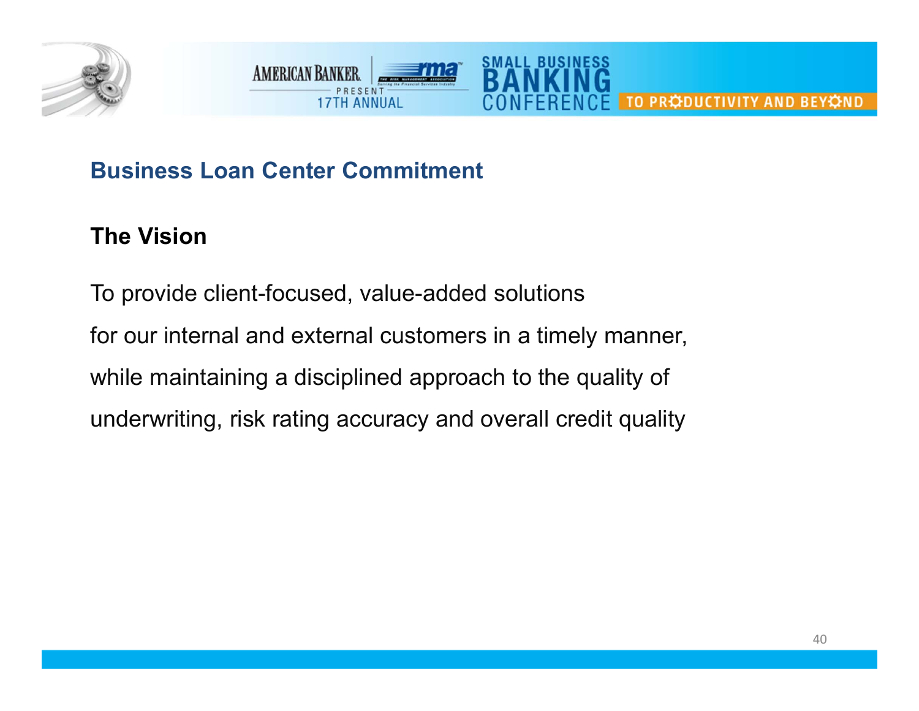## Business Loan Center Commitment

### The Vision

To provide client-focused, value-added solutions
for our internal and external customers in a timely manner,
while maintaining a disciplined approach to the quality of
underwriting, risk rating accuracy and overall credit quality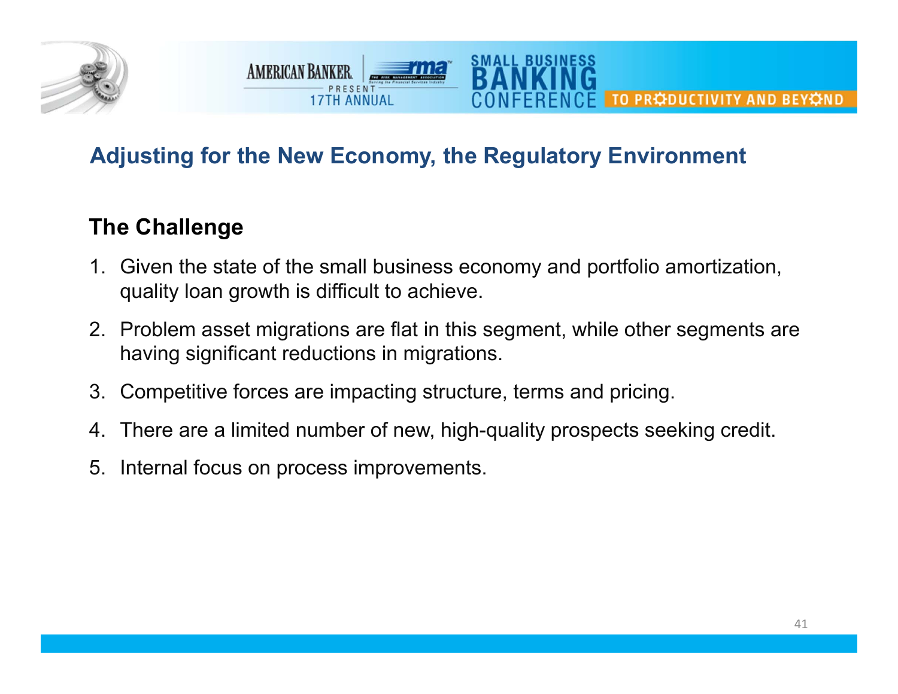## Adjusting for the New Economy, the Regulatory Environment

### The Challenge

1. Given the state of the small business economy and portfolio amortization, quality loan growth is difficult to achieve.
2. Problem asset migrations are flat in this segment, while other segments are having significant reductions in migrations.
3. Competitive forces are impacting structure, terms and pricing.
4. There are a limited number of new, high-quality prospects seeking credit.
5. Internal focus on process improvements.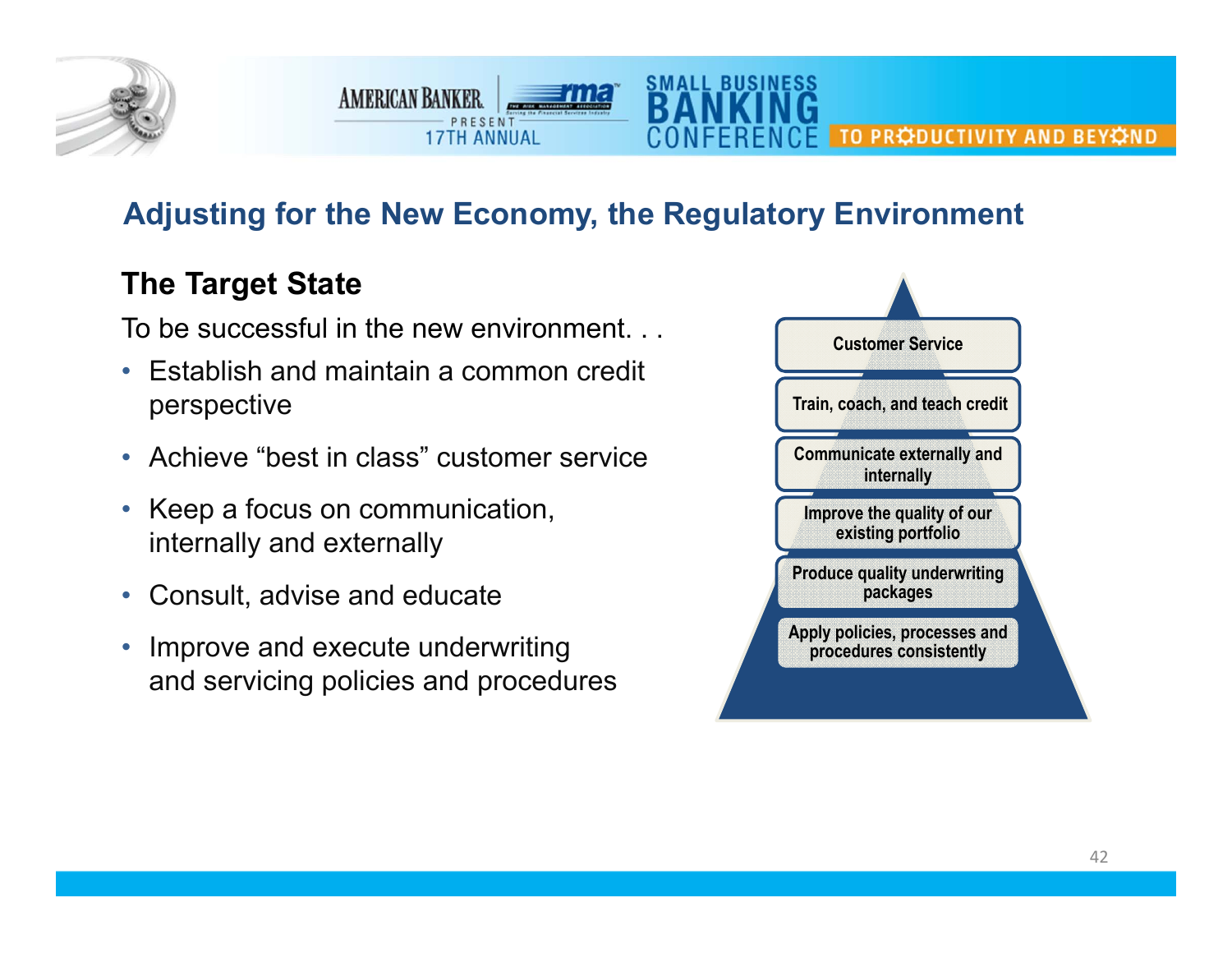## Adjusting for the New Economy, the Regulatory Environment

### The Target State

To be successful in the new environment. . .

- Establish and maintain a common credit perspective
- Achieve “best in class” customer service
- Keep a focus on communication, internally and externally
- Consult, advise and educate
- Improve and execute underwriting and servicing policies and procedures

- Customer Service
- Train, coach, and teach credit
- Communicate externally and internally
- Improve the quality of our existing portfolio
- Produce quality underwriting packages
- Apply policies, processes and procedures consistently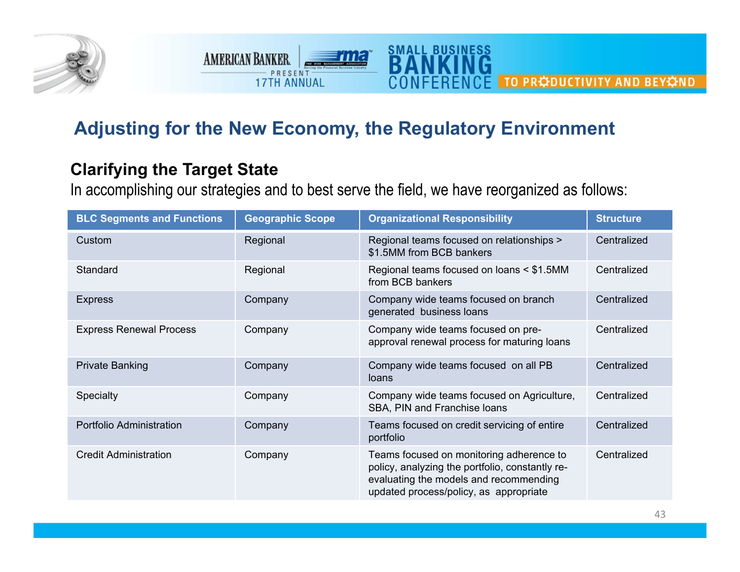## Adjusting for the New Economy, the Regulatory Environment

**Clarifying the Target State**

In accomplishing our strategies and to best serve the field, we have reorganized as follows:

| BLC Segments and Functions | Geographic Scope | Organizational Responsibility | Structure |
|---|---|---|---|
| Custom | Regional | Regional teams focused on relationships > $1.5MM from BCB bankers | Centralized |
| Standard | Regional | Regional teams focused on loans < $1.5MM from BCB bankers | Centralized |
| Express | Company | Company wide teams focused on branch generated business loans | Centralized |
| Express Renewal Process | Company | Company wide teams focused on pre-approval renewal process for maturing loans | Centralized |
| Private Banking | Company | Company wide teams focused on all PB loans | Centralized |
| Specialty | Company | Company wide teams focused on Agriculture, SBA, PIN and Franchise loans | Centralized |
| Portfolio Administration | Company | Teams focused on credit servicing of entire portfolio | Centralized |
| Credit Administration | Company | Teams focused on monitoring adherence to policy, analyzing the portfolio, constantly re-evaluating the models and recommending updated process/policy, as appropriate | Centralized |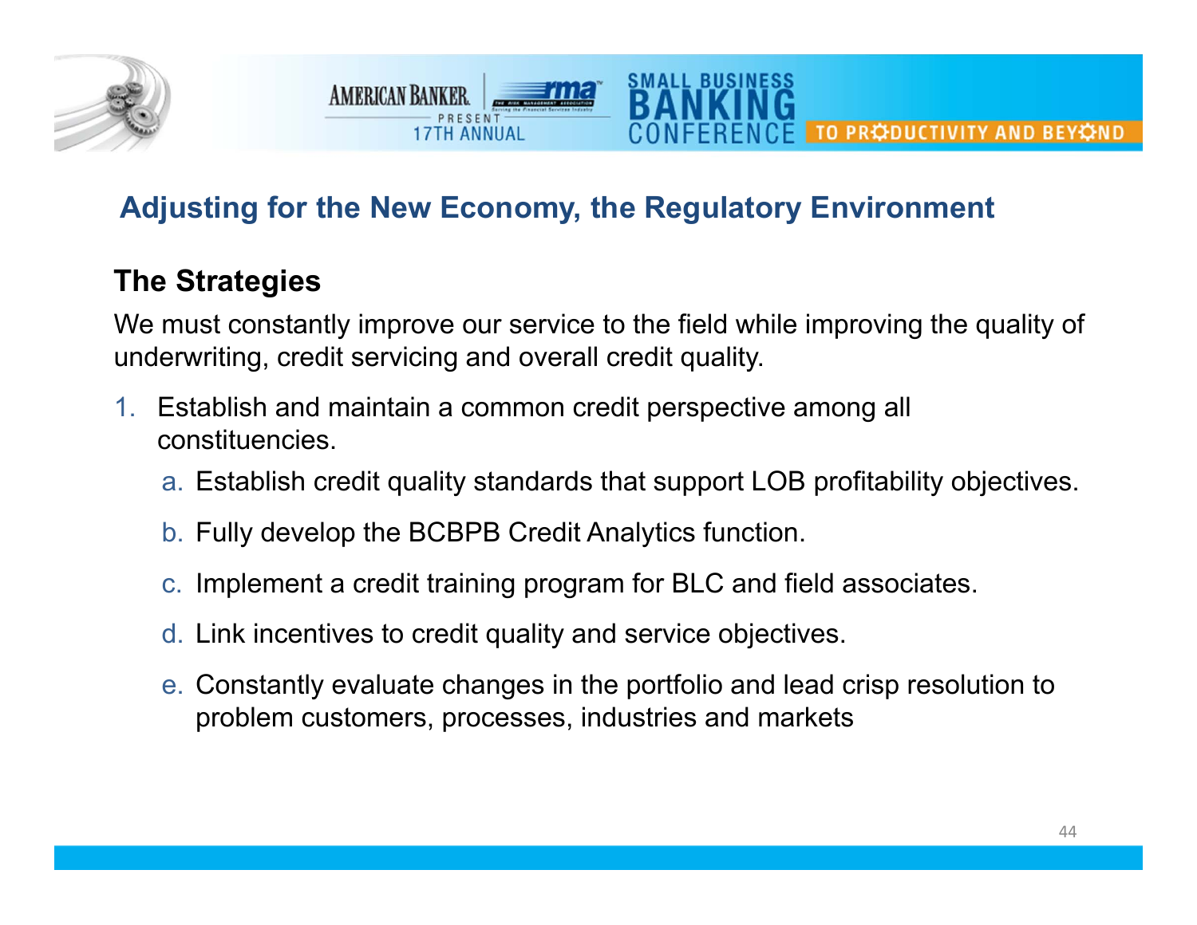## Adjusting for the New Economy, the Regulatory Environment

### The Strategies

We must constantly improve our service to the field while improving the quality of underwriting, credit servicing and overall credit quality.

1. Establish and maintain a common credit perspective among all constituencies.
   a. Establish credit quality standards that support LOB profitability objectives.
   b. Fully develop the BCBPB Credit Analytics function.
   c. Implement a credit training program for BLC and field associates.
   d. Link incentives to credit quality and service objectives.
   e. Constantly evaluate changes in the portfolio and lead crisp resolution to problem customers, processes, industries and markets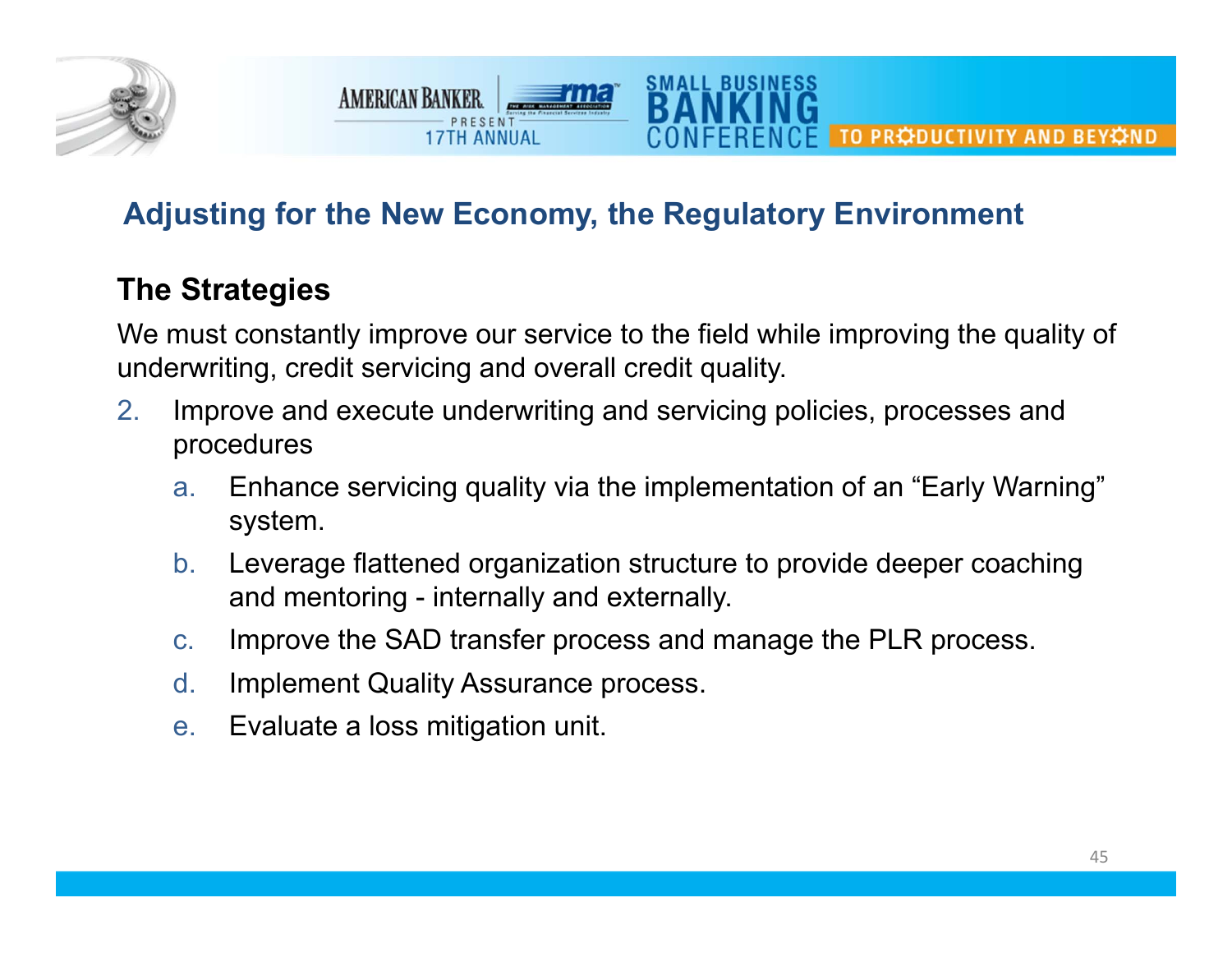## Adjusting for the New Economy, the Regulatory Environment

### The Strategies

We must constantly improve our service to the field while improving the quality of underwriting, credit servicing and overall credit quality.

2. Improve and execute underwriting and servicing policies, processes and procedures
   a. Enhance servicing quality via the implementation of an "Early Warning" system.
   b. Leverage flattened organization structure to provide deeper coaching and mentoring - internally and externally.
   c. Improve the SAD transfer process and manage the PLR process.
   d. Implement Quality Assurance process.
   e. Evaluate a loss mitigation unit.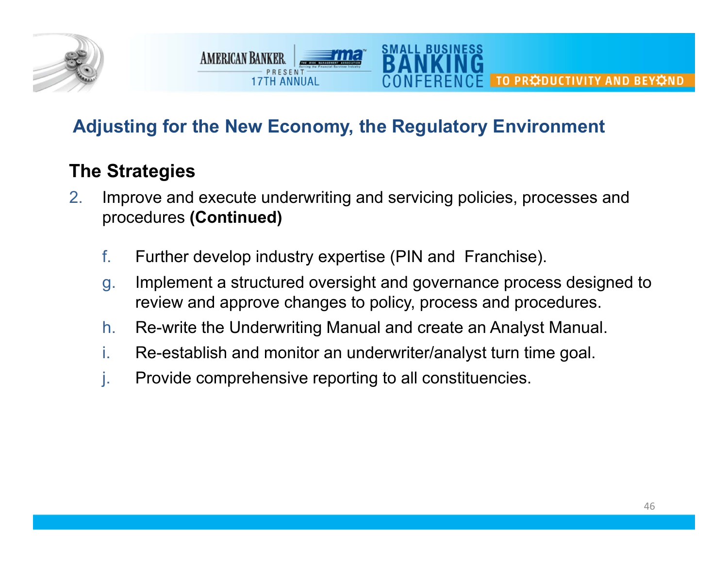## Adjusting for the New Economy, the Regulatory Environment

### The Strategies

2. Improve and execute underwriting and servicing policies, processes and procedures **(Continued)**

   f. Further develop industry expertise (PIN and Franchise).

   g. Implement a structured oversight and governance process designed to review and approve changes to policy, process and procedures.

   h. Re-write the Underwriting Manual and create an Analyst Manual.

   i. Re-establish and monitor an underwriter/analyst turn time goal.

   j. Provide comprehensive reporting to all constituencies.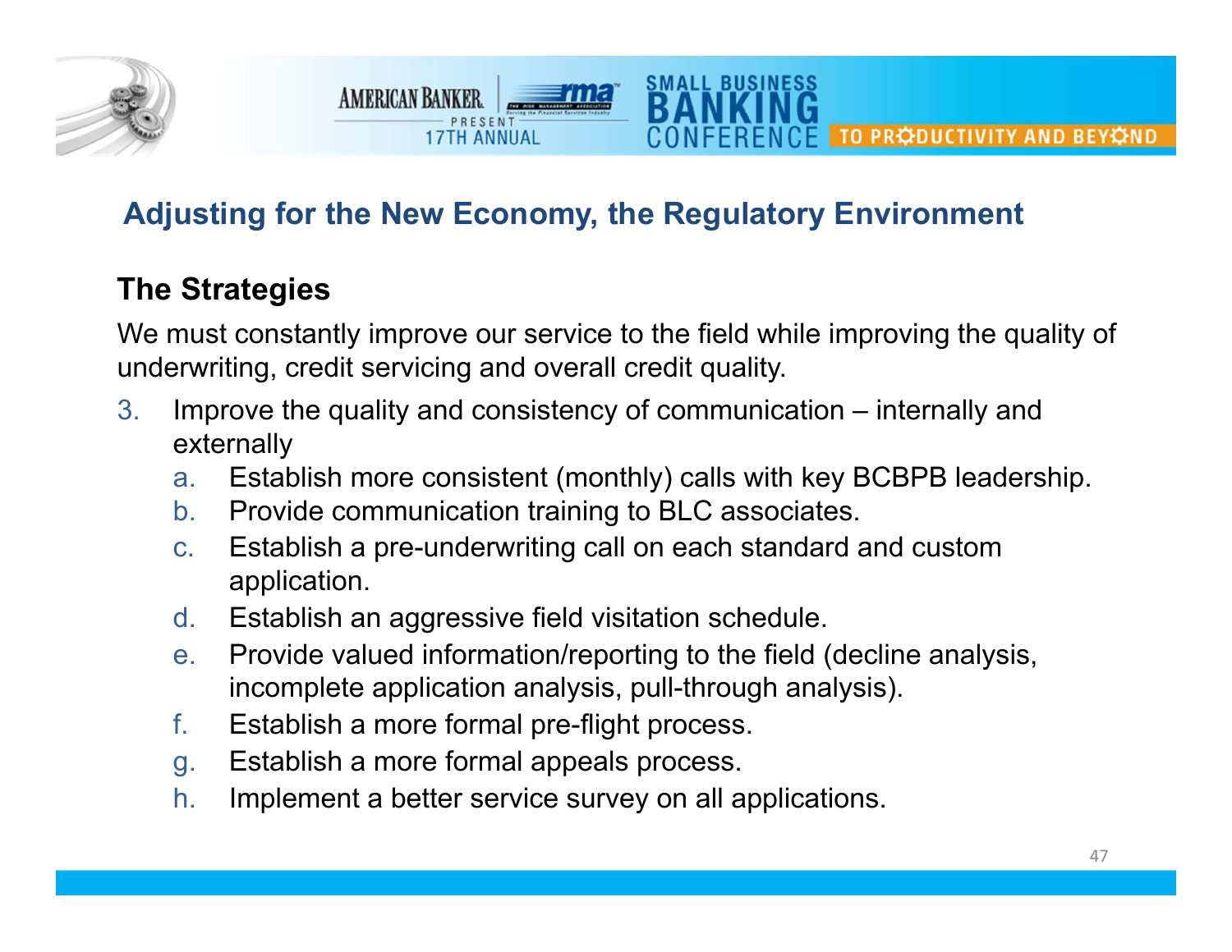## Adjusting for the New Economy, the Regulatory Environment

### The Strategies

We must constantly improve our service to the field while improving the quality of underwriting, credit servicing and overall credit quality.

3. Improve the quality and consistency of communication – internally and externally
   a. Establish more consistent (monthly) calls with key BCBPB leadership.
   b. Provide communication training to BLC associates.
   c. Establish a pre-underwriting call on each standard and custom application.
   d. Establish an aggressive field visitation schedule.
   e. Provide valued information/reporting to the field (decline analysis, incomplete application analysis, pull-through analysis).
   f. Establish a more formal pre-flight process.
   g. Establish a more formal appeals process.
   h. Implement a better service survey on all applications.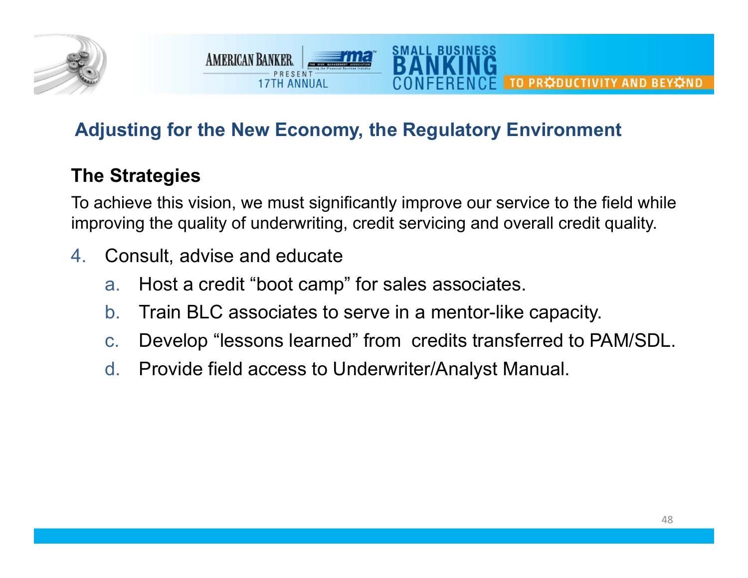## Adjusting for the New Economy, the Regulatory Environment

### The Strategies

To achieve this vision, we must significantly improve our service to the field while improving the quality of underwriting, credit servicing and overall credit quality.

4. Consult, advise and educate
   a. Host a credit “boot camp” for sales associates.
   b. Train BLC associates to serve in a mentor-like capacity.
   c. Develop “lessons learned” from credits transferred to PAM/SDL.
   d. Provide field access to Underwriter/Analyst Manual.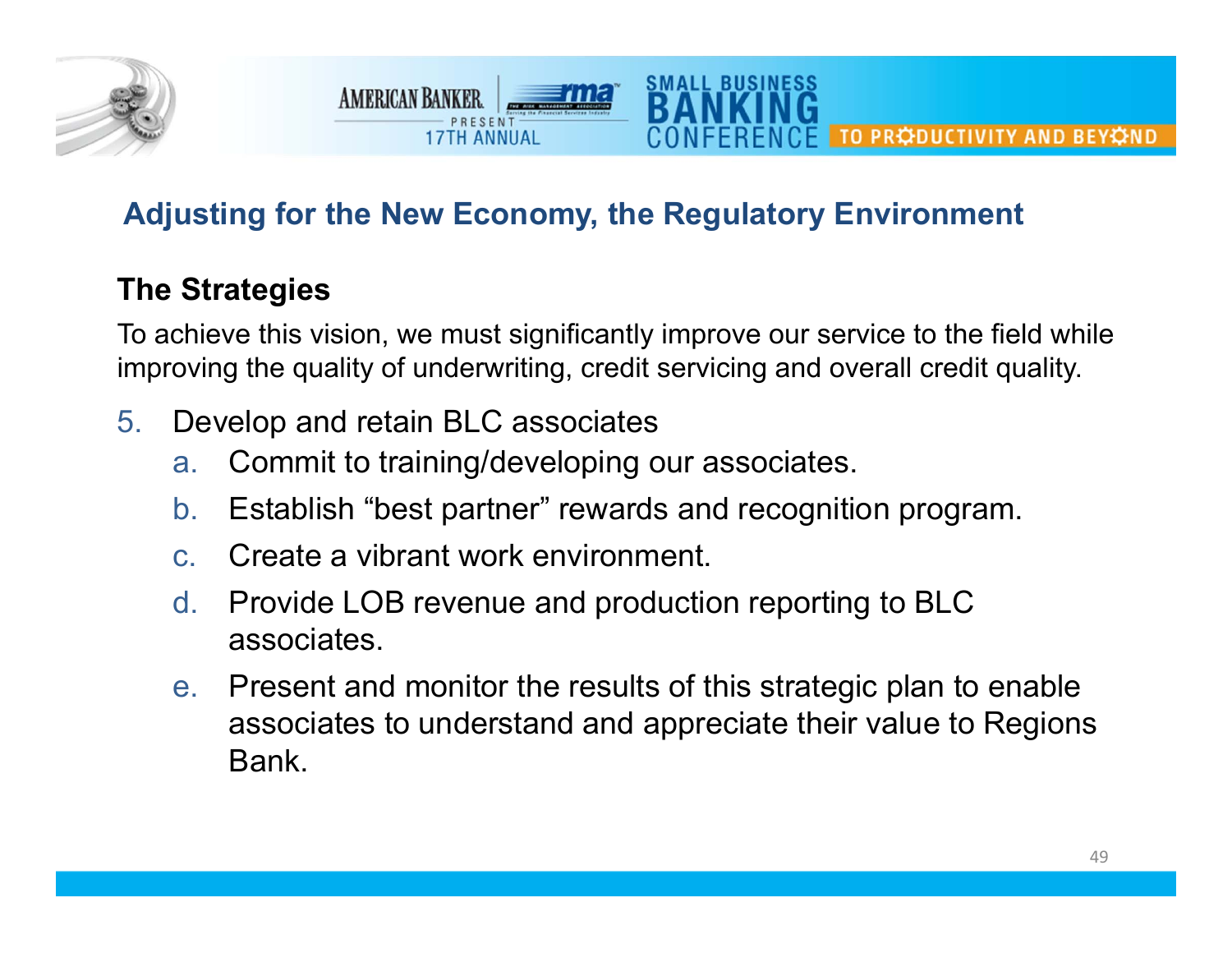## Adjusting for the New Economy, the Regulatory Environment

### The Strategies

To achieve this vision, we must significantly improve our service to the field while improving the quality of underwriting, credit servicing and overall credit quality.

5. Develop and retain BLC associates
   a. Commit to training/developing our associates.
   b. Establish "best partner" rewards and recognition program.
   c. Create a vibrant work environment.
   d. Provide LOB revenue and production reporting to BLC associates.
   e. Present and monitor the results of this strategic plan to enable associates to understand and appreciate their value to Regions Bank.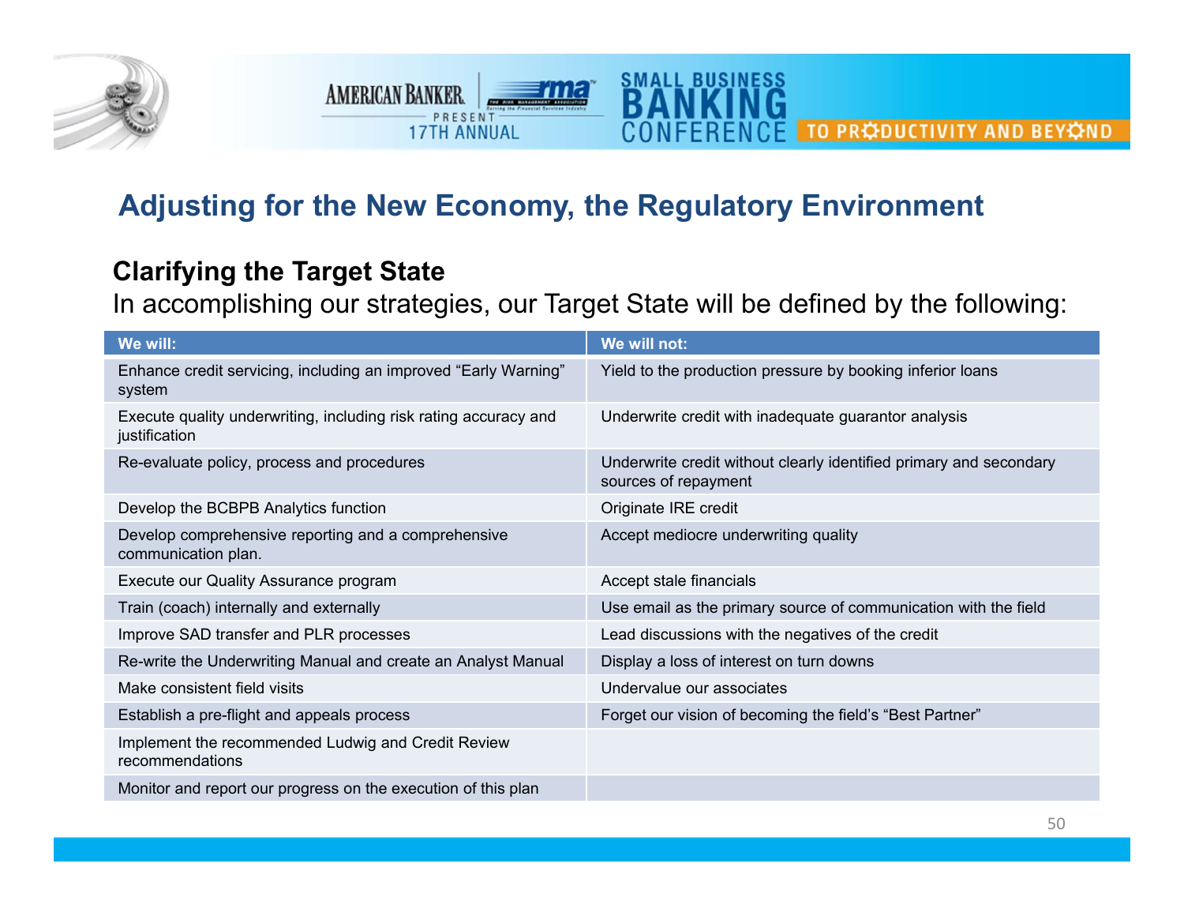## Adjusting for the New Economy, the Regulatory Environment

**Clarifying the Target State**

In accomplishing our strategies, our Target State will be defined by the following:

| We will: | We will not: |
|---|---|
| Enhance credit servicing, including an improved "Early Warning" system | Yield to the production pressure by booking inferior loans |
| Execute quality underwriting, including risk rating accuracy and justification | Underwrite credit with inadequate guarantor analysis |
| Re-evaluate policy, process and procedures | Underwrite credit without clearly identified primary and secondary sources of repayment |
| Develop the BCBPB Analytics function | Originate IRE credit |
| Develop comprehensive reporting and a comprehensive communication plan. | Accept mediocre underwriting quality |
| Execute our Quality Assurance program | Accept stale financials |
| Train (coach) internally and externally | Use email as the primary source of communication with the field |
| Improve SAD transfer and PLR processes | Lead discussions with the negatives of the credit |
| Re-write the Underwriting Manual and create an Analyst Manual | Display a loss of interest on turn downs |
| Make consistent field visits | Undervalue our associates |
| Establish a pre-flight and appeals process | Forget our vision of becoming the field's "Best Partner" |
| Implement the recommended Ludwig and Credit Review recommendations | |
| Monitor and report our progress on the execution of this plan | |